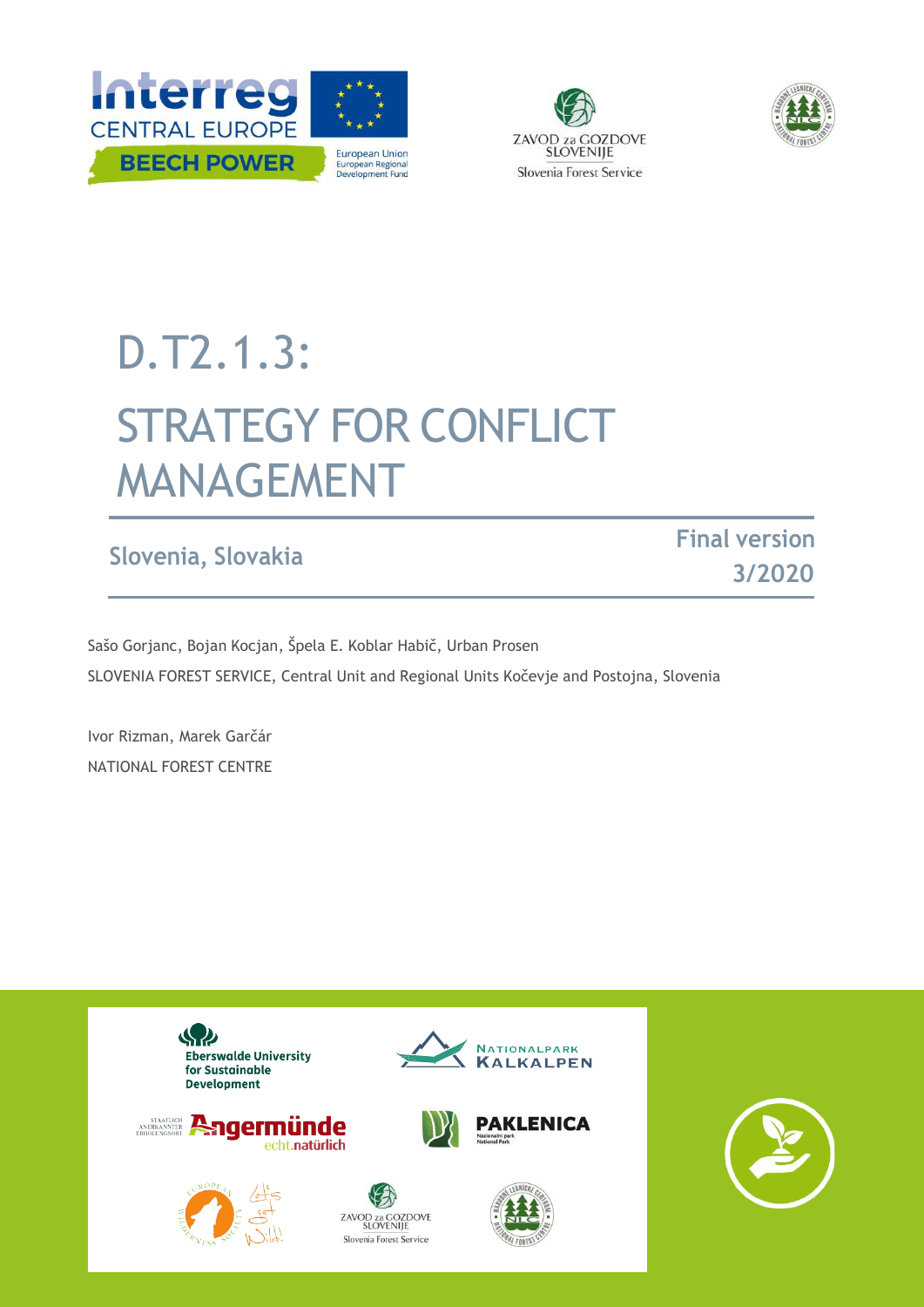# D.T2.1.3:

# STRATEGY FOR CONFLICT MANAGEMENT

**Slovenia, Slovakia**

**Final version 3/2020**

Sašo Gorjanc, Bojan Kocjan, Špela E. Koblar Habič, Urban Prosen

SLOVENIA FOREST SERVICE, Central Unit and Regional Units Kočevje and Postojna, Slovenia

Ivor Rizman, Marek Garčár

NATIONAL FOREST CENTRE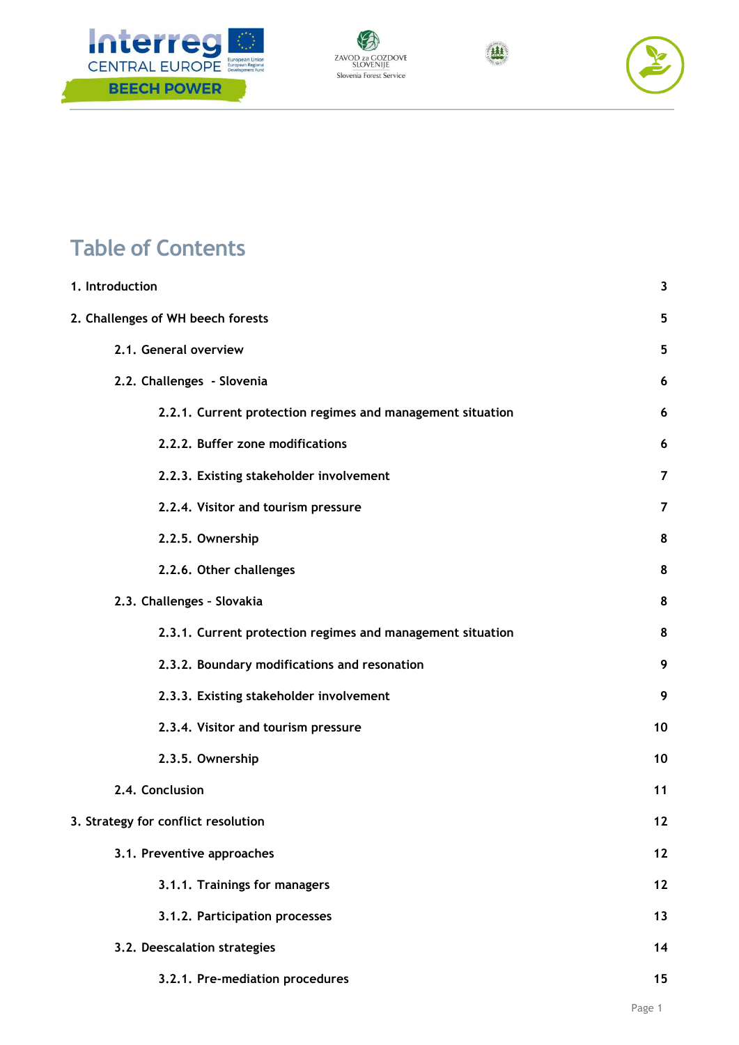# Table of Contents

| | |
|---|---|
| 1. Introduction | 3 |
| 2. Challenges of WH beech forests | 5 |
| 2.1. General overview | 5 |
| 2.2. Challenges - Slovenia | 6 |
| 2.2.1. Current protection regimes and management situation | 6 |
| 2.2.2. Buffer zone modifications | 6 |
| 2.2.3. Existing stakeholder involvement | 7 |
| 2.2.4. Visitor and tourism pressure | 7 |
| 2.2.5. Ownership | 8 |
| 2.2.6. Other challenges | 8 |
| 2.3. Challenges - Slovakia | 8 |
| 2.3.1. Current protection regimes and management situation | 8 |
| 2.3.2. Boundary modifications and resonation | 9 |
| 2.3.3. Existing stakeholder involvement | 9 |
| 2.3.4. Visitor and tourism pressure | 10 |
| 2.3.5. Ownership | 10 |
| 2.4. Conclusion | 11 |
| 3. Strategy for conflict resolution | 12 |
| 3.1. Preventive approaches | 12 |
| 3.1.1. Trainings for managers | 12 |
| 3.1.2. Participation processes | 13 |
| 3.2. Deescalation strategies | 14 |
| 3.2.1. Pre-mediation procedures | 15 |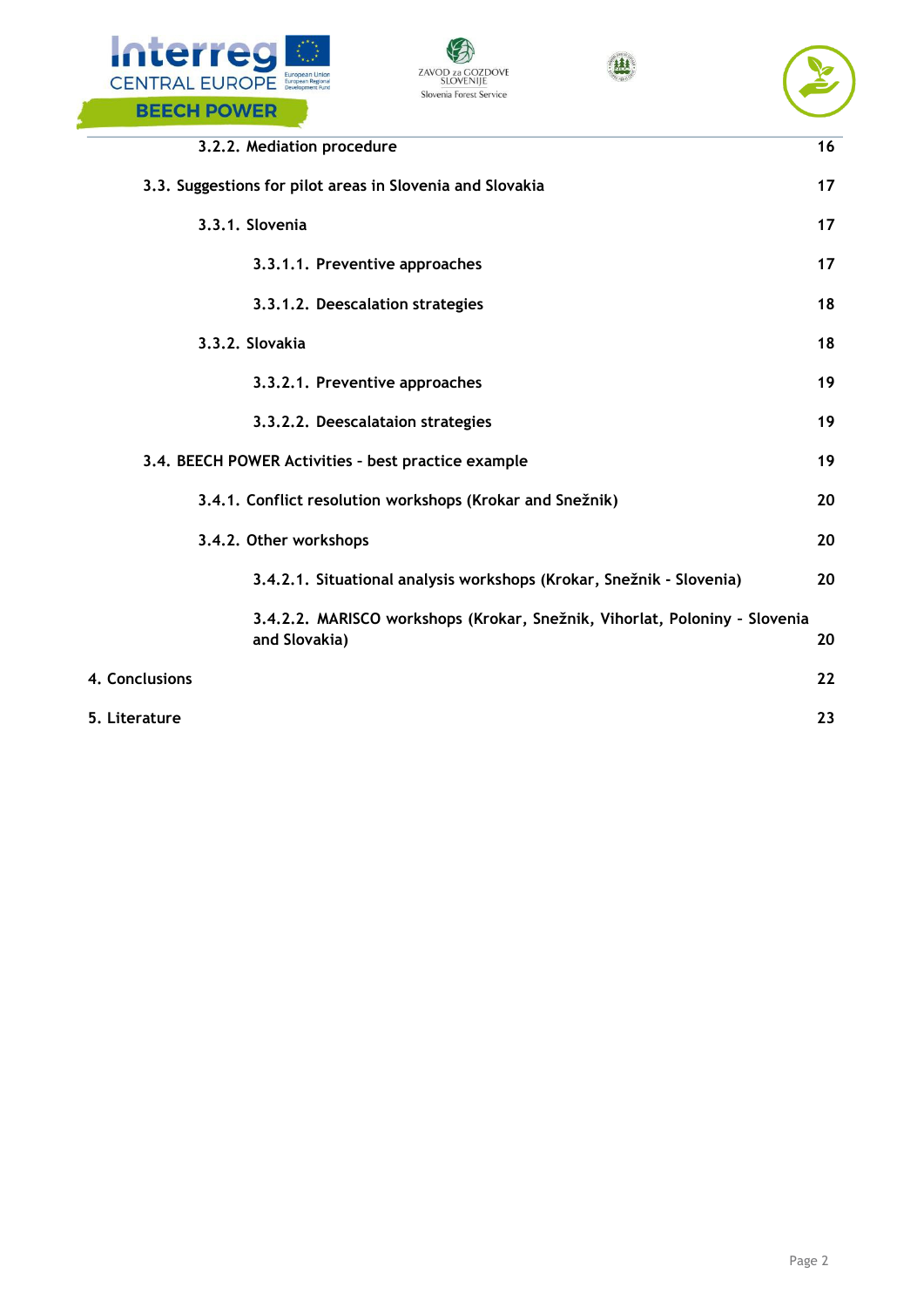3.2.2. Mediation procedure 16

3.3. Suggestions for pilot areas in Slovenia and Slovakia 17

3.3.1. Slovenia 17

3.3.1.1. Preventive approaches 17

3.3.1.2. Deescalation strategies 18

3.3.2. Slovakia 18

3.3.2.1. Preventive approaches 19

3.3.2.2. Deescalataion strategies 19

3.4. BEECH POWER Activities - best practice example 19

3.4.1. Conflict resolution workshops (Krokar and Snežnik) 20

3.4.2. Other workshops 20

3.4.2.1. Situational analysis workshops (Krokar, Snežnik - Slovenia) 20

3.4.2.2. MARISCO workshops (Krokar, Snežnik, Vihorlat, Poloniny - Slovenia and Slovakia) 20

4. Conclusions 22

5. Literature 23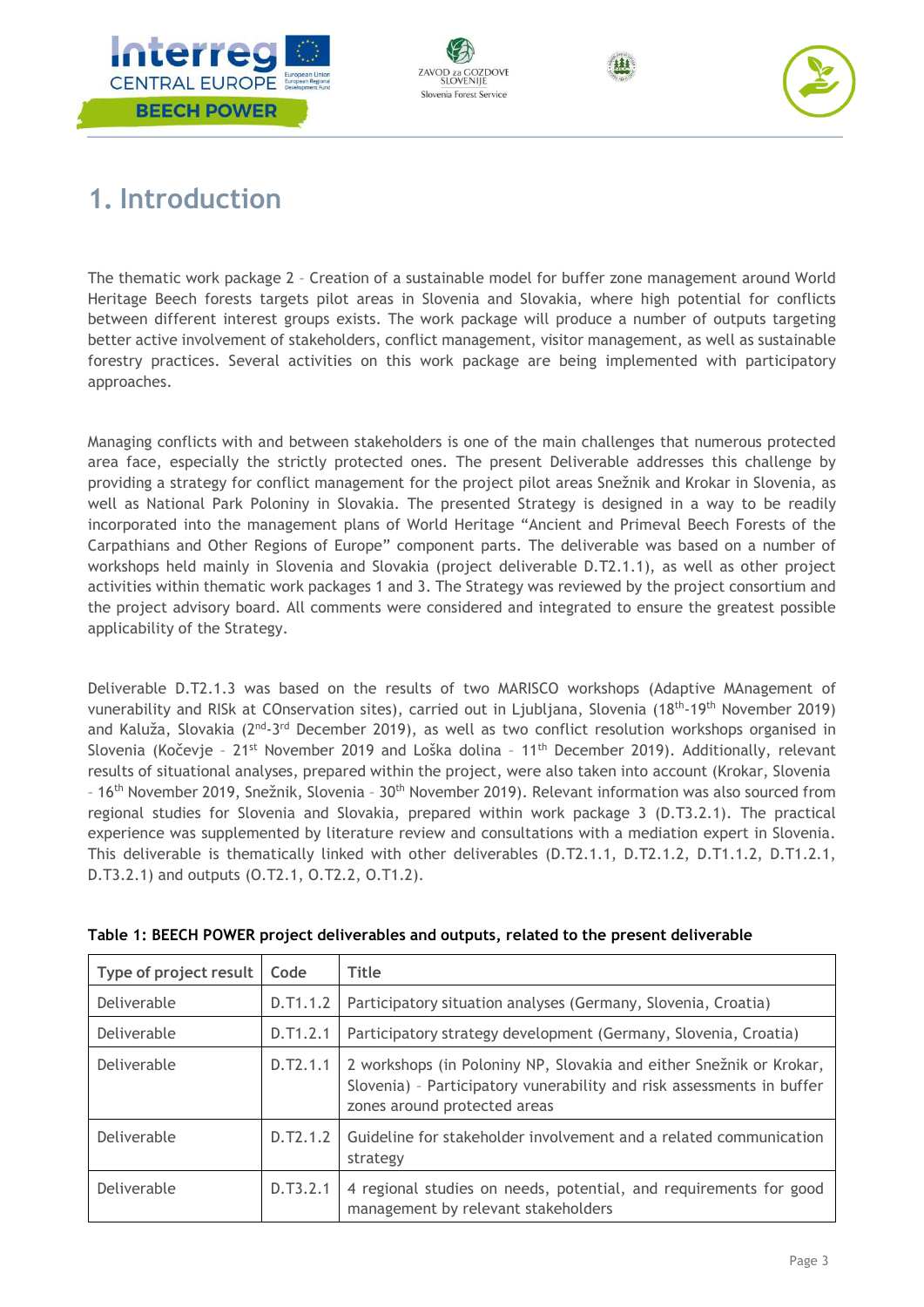# 1. Introduction

The thematic work package 2 – Creation of a sustainable model for buffer zone management around World Heritage Beech forests targets pilot areas in Slovenia and Slovakia, where high potential for conflicts between different interest groups exists. The work package will produce a number of outputs targeting better active involvement of stakeholders, conflict management, visitor management, as well as sustainable forestry practices. Several activities on this work package are being implemented with participatory approaches.

Managing conflicts with and between stakeholders is one of the main challenges that numerous protected area face, especially the strictly protected ones. The present Deliverable addresses this challenge by providing a strategy for conflict management for the project pilot areas Snežnik and Krokar in Slovenia, as well as National Park Poloniny in Slovakia. The presented Strategy is designed in a way to be readily incorporated into the management plans of World Heritage "Ancient and Primeval Beech Forests of the Carpathians and Other Regions of Europe" component parts. The deliverable was based on a number of workshops held mainly in Slovenia and Slovakia (project deliverable D.T2.1.1), as well as other project activities within thematic work packages 1 and 3. The Strategy was reviewed by the project consortium and the project advisory board. All comments were considered and integrated to ensure the greatest possible applicability of the Strategy.

Deliverable D.T2.1.3 was based on the results of two MARISCO workshops (Adaptive MAnagement of vunerability and RISk at COnservation sites), carried out in Ljubljana, Slovenia (18th-19th November 2019) and Kaluža, Slovakia (2nd-3rd December 2019), as well as two conflict resolution workshops organised in Slovenia (Kočevje – 21st November 2019 and Loška dolina – 11th December 2019). Additionally, relevant results of situational analyses, prepared within the project, were also taken into account (Krokar, Slovenia – 16th November 2019, Snežnik, Slovenia – 30th November 2019). Relevant information was also sourced from regional studies for Slovenia and Slovakia, prepared within work package 3 (D.T3.2.1). The practical experience was supplemented by literature review and consultations with a mediation expert in Slovenia. This deliverable is thematically linked with other deliverables (D.T2.1.1, D.T2.1.2, D.T1.1.2, D.T1.2.1, D.T3.2.1) and outputs (O.T2.1, O.T2.2, O.T1.2).

**Table 1: BEECH POWER project deliverables and outputs, related to the present deliverable**

| Type of project result | Code | Title |
|---|---|---|
| Deliverable | D.T1.1.2 | Participatory situation analyses (Germany, Slovenia, Croatia) |
| Deliverable | D.T1.2.1 | Participatory strategy development (Germany, Slovenia, Croatia) |
| Deliverable | D.T2.1.1 | 2 workshops (in Poloniny NP, Slovakia and either Snežnik or Krokar, Slovenia) – Participatory vulnerability and risk assessments in buffer zones around protected areas |
| Deliverable | D.T2.1.2 | Guideline for stakeholder involvement and a related communication strategy |
| Deliverable | D.T3.2.1 | 4 regional studies on needs, potential, and requirements for good management by relevant stakeholders |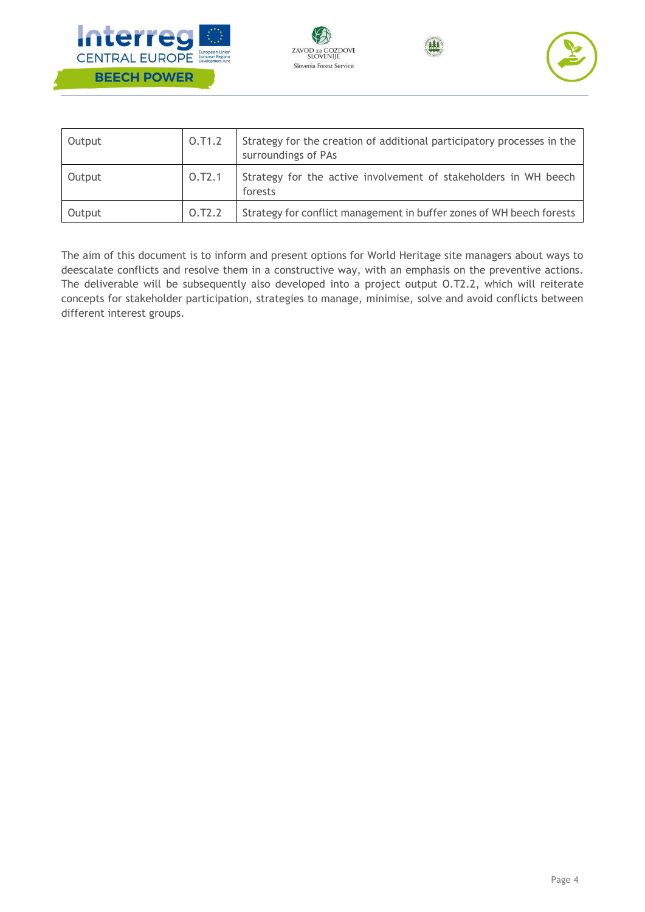| Output | O.T1.2 | Strategy for the creation of additional participatory processes in the surroundings of PAs |
|---|---|---|
| Output | O.T2.1 | Strategy for the active involvement of stakeholders in WH beech forests |
| Output | O.T2.2 | Strategy for conflict management in buffer zones of WH beech forests |

The aim of this document is to inform and present options for World Heritage site managers about ways to deescalate conflicts and resolve them in a constructive way, with an emphasis on the preventive actions. The deliverable will be subsequently also developed into a project output O.T2.2, which will reiterate concepts for stakeholder participation, strategies to manage, minimise, solve and avoid conflicts between different interest groups.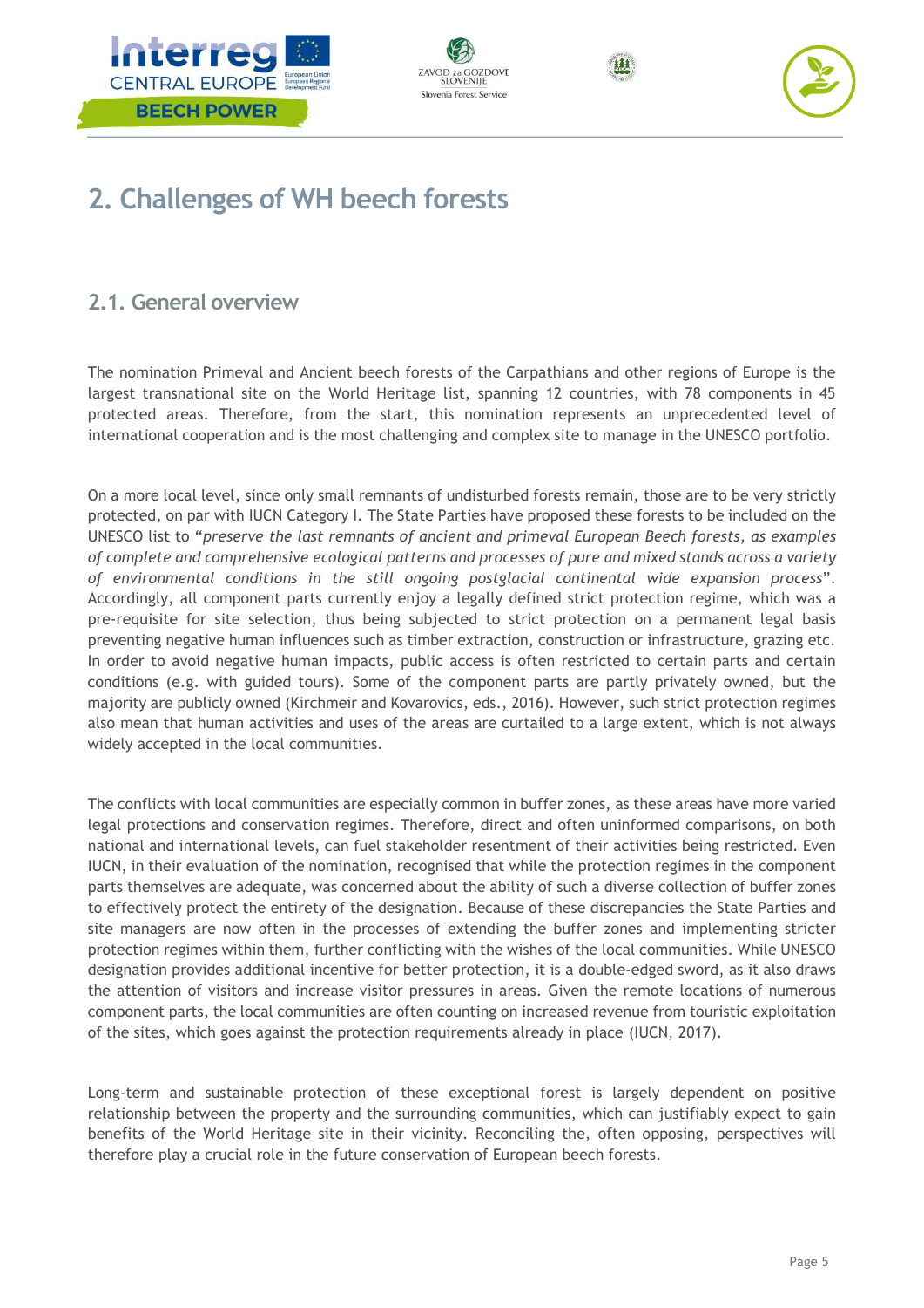# 2. Challenges of WH beech forests

## 2.1. General overview

The nomination Primeval and Ancient beech forests of the Carpathians and other regions of Europe is the largest transnational site on the World Heritage list, spanning 12 countries, with 78 components in 45 protected areas. Therefore, from the start, this nomination represents an unprecedented level of international cooperation and is the most challenging and complex site to manage in the UNESCO portfolio.

On a more local level, since only small remnants of undisturbed forests remain, those are to be very strictly protected, on par with IUCN Category I. The State Parties have proposed these forests to be included on the UNESCO list to "*preserve the last remnants of ancient and primeval European Beech forests, as examples of complete and comprehensive ecological patterns and processes of pure and mixed stands across a variety of environmental conditions in the still ongoing postglacial continental wide expansion process*". Accordingly, all component parts currently enjoy a legally defined strict protection regime, which was a pre-requisite for site selection, thus being subjected to strict protection on a permanent legal basis preventing negative human influences such as timber extraction, construction or infrastructure, grazing etc. In order to avoid negative human impacts, public access is often restricted to certain parts and certain conditions (e.g. with guided tours). Some of the component parts are partly privately owned, but the majority are publicly owned (Kirchmeir and Kovarovics, eds., 2016). However, such strict protection regimes also mean that human activities and uses of the areas are curtailed to a large extent, which is not always widely accepted in the local communities.

The conflicts with local communities are especially common in buffer zones, as these areas have more varied legal protections and conservation regimes. Therefore, direct and often uninformed comparisons, on both national and international levels, can fuel stakeholder resentment of their activities being restricted. Even IUCN, in their evaluation of the nomination, recognised that while the protection regimes in the component parts themselves are adequate, was concerned about the ability of such a diverse collection of buffer zones to effectively protect the entirety of the designation. Because of these discrepancies the State Parties and site managers are now often in the processes of extending the buffer zones and implementing stricter protection regimes within them, further conflicting with the wishes of the local communities. While UNESCO designation provides additional incentive for better protection, it is a double-edged sword, as it also draws the attention of visitors and increase visitor pressures in areas. Given the remote locations of numerous component parts, the local communities are often counting on increased revenue from touristic exploitation of the sites, which goes against the protection requirements already in place (IUCN, 2017).

Long-term and sustainable protection of these exceptional forest is largely dependent on positive relationship between the property and the surrounding communities, which can justifiably expect to gain benefits of the World Heritage site in their vicinity. Reconciling the, often opposing, perspectives will therefore play a crucial role in the future conservation of European beech forests.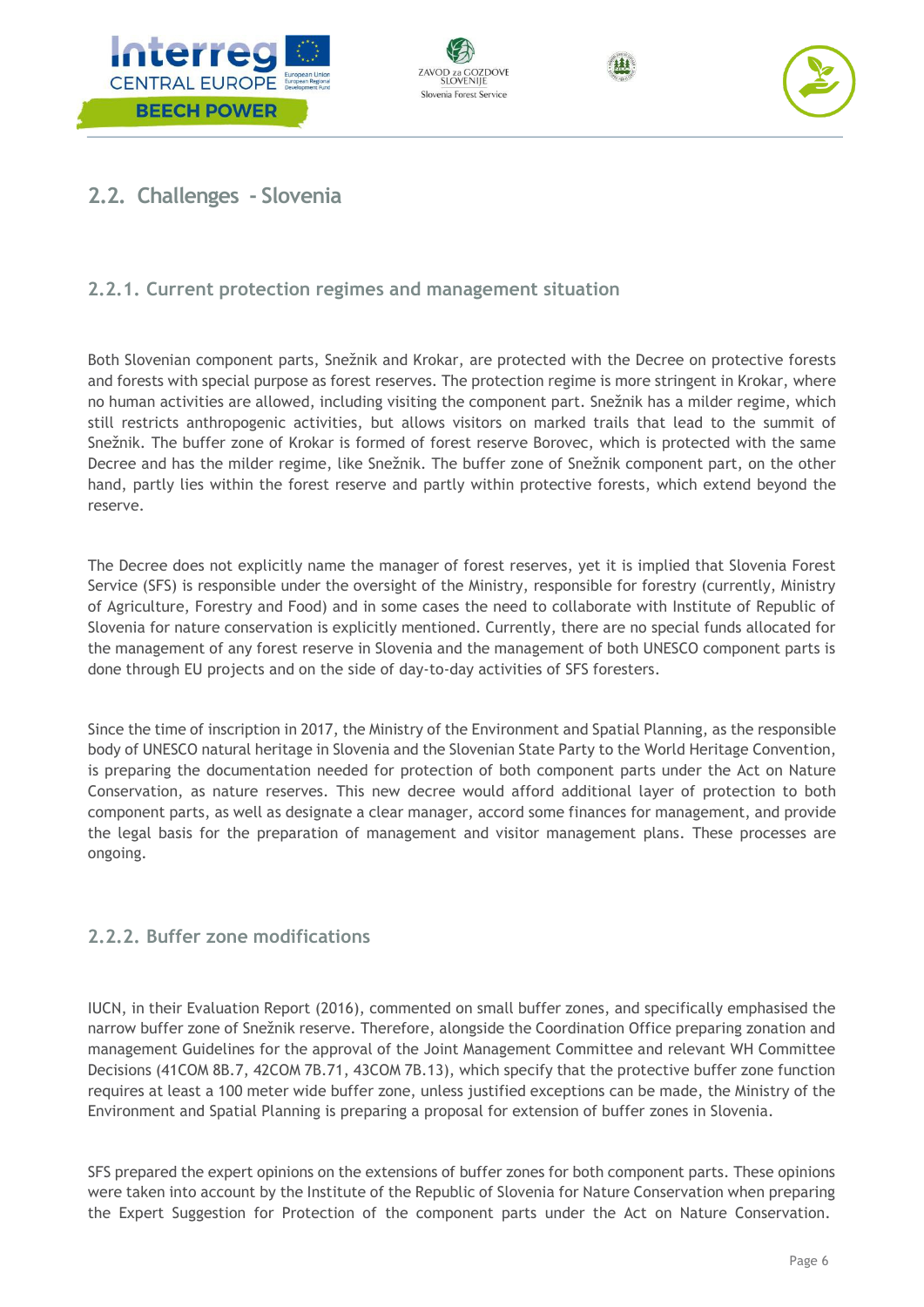## 2.2. Challenges - Slovenia

### 2.2.1. Current protection regimes and management situation

Both Slovenian component parts, Snežnik and Krokar, are protected with the Decree on protective forests and forests with special purpose as forest reserves. The protection regime is more stringent in Krokar, where no human activities are allowed, including visiting the component part. Snežnik has a milder regime, which still restricts anthropogenic activities, but allows visitors on marked trails that lead to the summit of Snežnik. The buffer zone of Krokar is formed of forest reserve Borovec, which is protected with the same Decree and has the milder regime, like Snežnik. The buffer zone of Snežnik component part, on the other hand, partly lies within the forest reserve and partly within protective forests, which extend beyond the reserve.

The Decree does not explicitly name the manager of forest reserves, yet it is implied that Slovenia Forest Service (SFS) is responsible under the oversight of the Ministry, responsible for forestry (currently, Ministry of Agriculture, Forestry and Food) and in some cases the need to collaborate with Institute of Republic of Slovenia for nature conservation is explicitly mentioned. Currently, there are no special funds allocated for the management of any forest reserve in Slovenia and the management of both UNESCO component parts is done through EU projects and on the side of day-to-day activities of SFS foresters.

Since the time of inscription in 2017, the Ministry of the Environment and Spatial Planning, as the responsible body of UNESCO natural heritage in Slovenia and the Slovenian State Party to the World Heritage Convention, is preparing the documentation needed for protection of both component parts under the Act on Nature Conservation, as nature reserves. This new decree would afford additional layer of protection to both component parts, as well as designate a clear manager, accord some finances for management, and provide the legal basis for the preparation of management and visitor management plans. These processes are ongoing.

### 2.2.2. Buffer zone modifications

IUCN, in their Evaluation Report (2016), commented on small buffer zones, and specifically emphasised the narrow buffer zone of Snežnik reserve. Therefore, alongside the Coordination Office preparing zonation and management Guidelines for the approval of the Joint Management Committee and relevant WH Committee Decisions (41COM 8B.7, 42COM 7B.71, 43COM 7B.13), which specify that the protective buffer zone function requires at least a 100 meter wide buffer zone, unless justified exceptions can be made, the Ministry of the Environment and Spatial Planning is preparing a proposal for extension of buffer zones in Slovenia.

SFS prepared the expert opinions on the extensions of buffer zones for both component parts. These opinions were taken into account by the Institute of the Republic of Slovenia for Nature Conservation when preparing the Expert Suggestion for Protection of the component parts under the Act on Nature Conservation.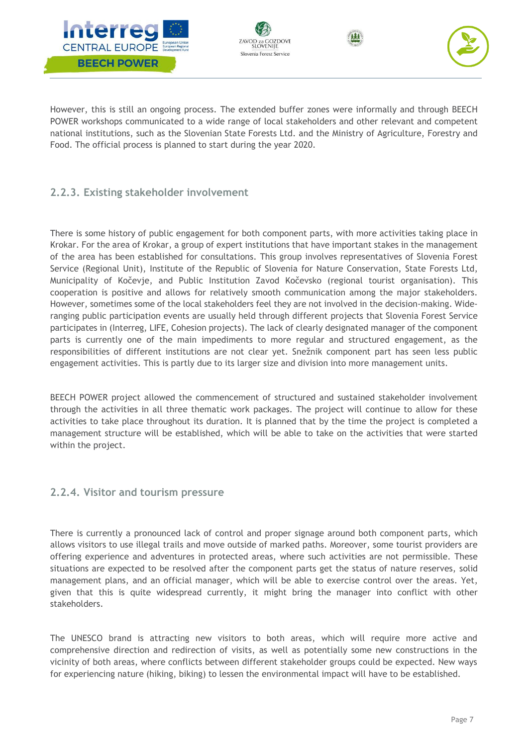However, this is still an ongoing process. The extended buffer zones were informally and through BEECH POWER workshops communicated to a wide range of local stakeholders and other relevant and competent national institutions, such as the Slovenian State Forests Ltd. and the Ministry of Agriculture, Forestry and Food. The official process is planned to start during the year 2020.

### 2.2.3. Existing stakeholder involvement

There is some history of public engagement for both component parts, with more activities taking place in Krokar. For the area of Krokar, a group of expert institutions that have important stakes in the management of the area has been established for consultations. This group involves representatives of Slovenia Forest Service (Regional Unit), Institute of the Republic of Slovenia for Nature Conservation, State Forests Ltd, Municipality of Kočevje, and Public Institution Zavod Kočevsko (regional tourist organisation). This cooperation is positive and allows for relatively smooth communication among the major stakeholders. However, sometimes some of the local stakeholders feel they are not involved in the decision-making. Wide-ranging public participation events are usually held through different projects that Slovenia Forest Service participates in (Interreg, LIFE, Cohesion projects). The lack of clearly designated manager of the component parts is currently one of the main impediments to more regular and structured engagement, as the responsibilities of different institutions are not clear yet. Snežnik component part has seen less public engagement activities. This is partly due to its larger size and division into more management units.

BEECH POWER project allowed the commencement of structured and sustained stakeholder involvement through the activities in all three thematic work packages. The project will continue to allow for these activities to take place throughout its duration. It is planned that by the time the project is completed a management structure will be established, which will be able to take on the activities that were started within the project.

### 2.2.4. Visitor and tourism pressure

There is currently a pronounced lack of control and proper signage around both component parts, which allows visitors to use illegal trails and move outside of marked paths. Moreover, some tourist providers are offering experience and adventures in protected areas, where such activities are not permissible. These situations are expected to be resolved after the component parts get the status of nature reserves, solid management plans, and an official manager, which will be able to exercise control over the areas. Yet, given that this is quite widespread currently, it might bring the manager into conflict with other stakeholders.

The UNESCO brand is attracting new visitors to both areas, which will require more active and comprehensive direction and redirection of visits, as well as potentially some new constructions in the vicinity of both areas, where conflicts between different stakeholder groups could be expected. New ways for experiencing nature (hiking, biking) to lessen the environmental impact will have to be established.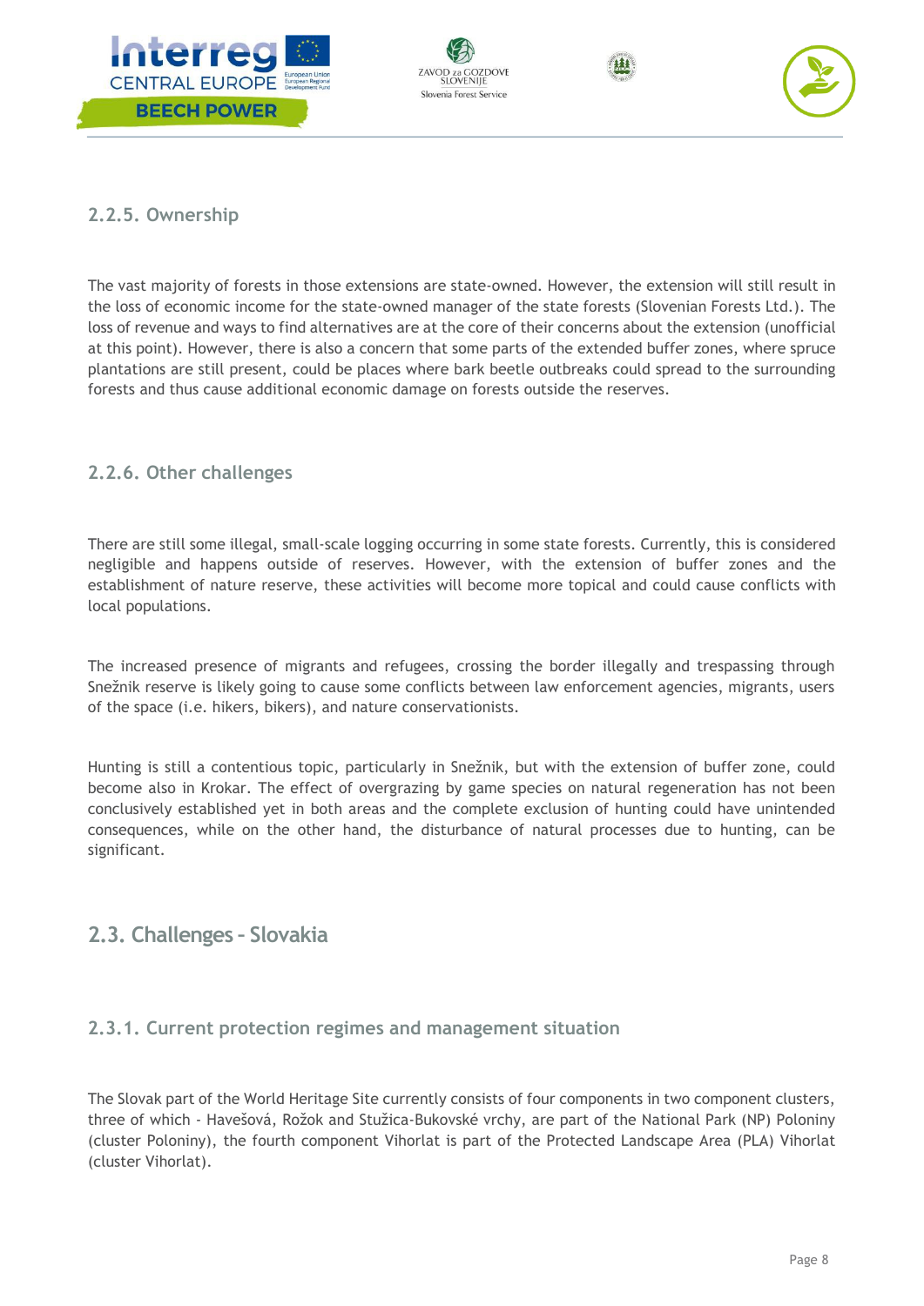#### 2.2.5. Ownership

The vast majority of forests in those extensions are state-owned. However, the extension will still result in the loss of economic income for the state-owned manager of the state forests (Slovenian Forests Ltd.). The loss of revenue and ways to find alternatives are at the core of their concerns about the extension (unofficial at this point). However, there is also a concern that some parts of the extended buffer zones, where spruce plantations are still present, could be places where bark beetle outbreaks could spread to the surrounding forests and thus cause additional economic damage on forests outside the reserves.

#### 2.2.6. Other challenges

There are still some illegal, small-scale logging occurring in some state forests. Currently, this is considered negligible and happens outside of reserves. However, with the extension of buffer zones and the establishment of nature reserve, these activities will become more topical and could cause conflicts with local populations.

The increased presence of migrants and refugees, crossing the border illegally and trespassing through Snežnik reserve is likely going to cause some conflicts between law enforcement agencies, migrants, users of the space (i.e. hikers, bikers), and nature conservationists.

Hunting is still a contentious topic, particularly in Snežnik, but with the extension of buffer zone, could become also in Krokar. The effect of overgrazing by game species on natural regeneration has not been conclusively established yet in both areas and the complete exclusion of hunting could have unintended consequences, while on the other hand, the disturbance of natural processes due to hunting, can be significant.

### 2.3. Challenges - Slovakia

#### 2.3.1. Current protection regimes and management situation

The Slovak part of the World Heritage Site currently consists of four components in two component clusters, three of which - Havešová, Rožok and Stužica-Bukovské vrchy, are part of the National Park (NP) Poloniny (cluster Poloniny), the fourth component Vihorlat is part of the Protected Landscape Area (PLA) Vihorlat (cluster Vihorlat).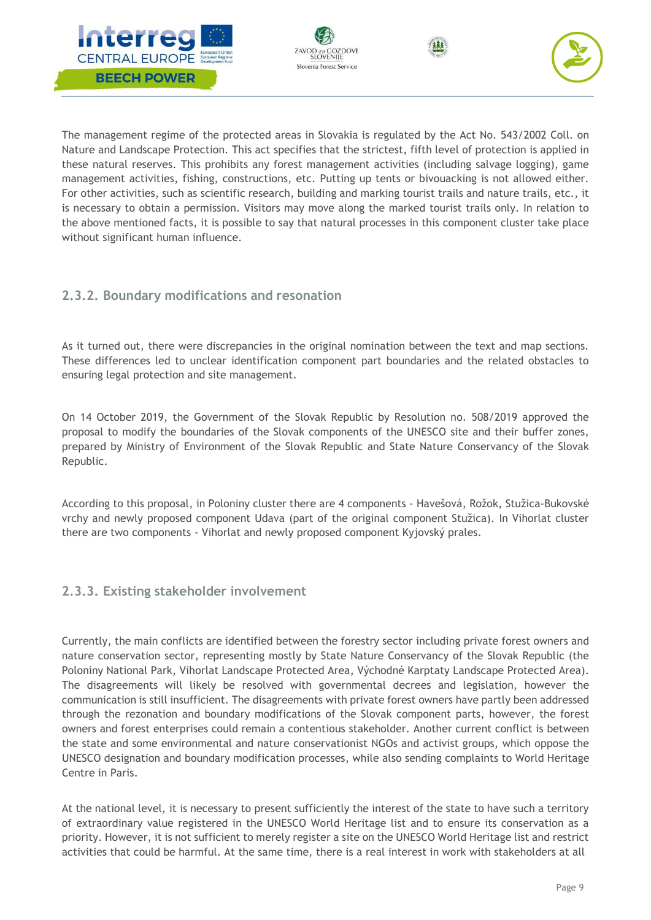The management regime of the protected areas in Slovakia is regulated by the Act No. 543/2002 Coll. on Nature and Landscape Protection. This act specifies that the strictest, fifth level of protection is applied in these natural reserves. This prohibits any forest management activities (including salvage logging), game management activities, fishing, constructions, etc. Putting up tents or bivouacking is not allowed either. For other activities, such as scientific research, building and marking tourist trails and nature trails, etc., it is necessary to obtain a permission. Visitors may move along the marked tourist trails only. In relation to the above mentioned facts, it is possible to say that natural processes in this component cluster take place without significant human influence.

### 2.3.2. Boundary modifications and resonation

As it turned out, there were discrepancies in the original nomination between the text and map sections. These differences led to unclear identification component part boundaries and the related obstacles to ensuring legal protection and site management.

On 14 October 2019, the Government of the Slovak Republic by Resolution no. 508/2019 approved the proposal to modify the boundaries of the Slovak components of the UNESCO site and their buffer zones, prepared by Ministry of Environment of the Slovak Republic and State Nature Conservancy of the Slovak Republic.

According to this proposal, in Poloniny cluster there are 4 components - Havešová, Rožok, Stužica-Bukovské vrchy and newly proposed component Udava (part of the original component Stužica). In Vihorlat cluster there are two components - Vihorlat and newly proposed component Kyjovský prales.

### 2.3.3. Existing stakeholder involvement

Currently, the main conflicts are identified between the forestry sector including private forest owners and nature conservation sector, representing mostly by State Nature Conservancy of the Slovak Republic (the Poloniny National Park, Vihorlat Landscape Protected Area, Východné Karpaty Landscape Protected Area). The disagreements will likely be resolved with governmental decrees and legislation, however the communication is still insufficient. The disagreements with private forest owners have partly been addressed through the rezonation and boundary modifications of the Slovak component parts, however, the forest owners and forest enterprises could remain a contentious stakeholder. Another current conflict is between the state and some environmental and nature conservationist NGOs and activist groups, which oppose the UNESCO designation and boundary modification processes, while also sending complaints to World Heritage Centre in Paris.

At the national level, it is necessary to present sufficiently the interest of the state to have such a territory of extraordinary value registered in the UNESCO World Heritage list and to ensure its conservation as a priority. However, it is not sufficient to merely register a site on the UNESCO World Heritage list and restrict activities that could be harmful. At the same time, there is a real interest in work with stakeholders at all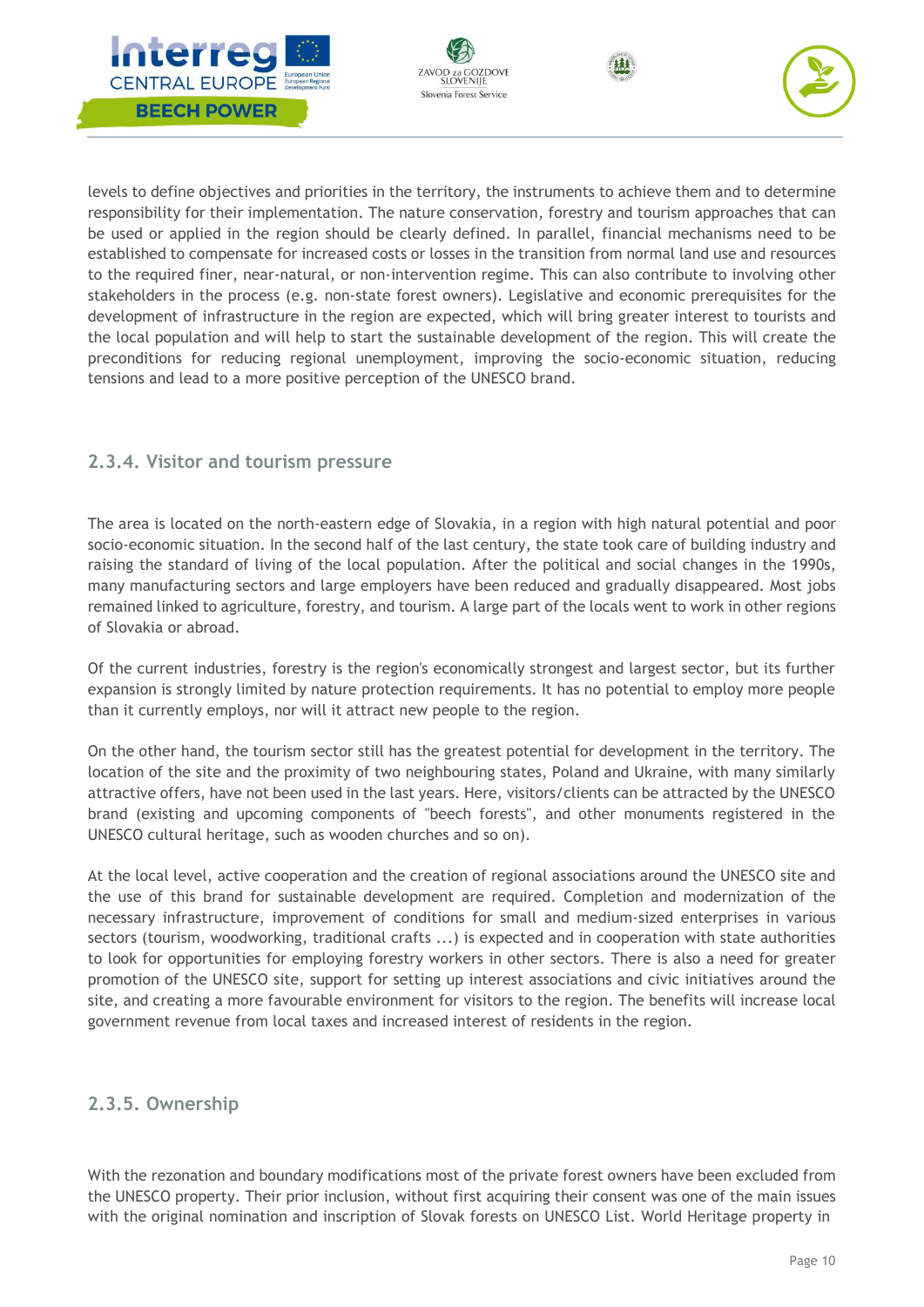levels to define objectives and priorities in the territory, the instruments to achieve them and to determine responsibility for their implementation. The nature conservation, forestry and tourism approaches that can be used or applied in the region should be clearly defined. In parallel, financial mechanisms need to be established to compensate for increased costs or losses in the transition from normal land use and resources to the required finer, near-natural, or non-intervention regime. This can also contribute to involving other stakeholders in the process (e.g. non-state forest owners). Legislative and economic prerequisites for the development of infrastructure in the region are expected, which will bring greater interest to tourists and the local population and will help to start the sustainable development of the region. This will create the preconditions for reducing regional unemployment, improving the socio-economic situation, reducing tensions and lead to a more positive perception of the UNESCO brand.

### 2.3.4. Visitor and tourism pressure

The area is located on the north-eastern edge of Slovakia, in a region with high natural potential and poor socio-economic situation. In the second half of the last century, the state took care of building industry and raising the standard of living of the local population. After the political and social changes in the 1990s, many manufacturing sectors and large employers have been reduced and gradually disappeared. Most jobs remained linked to agriculture, forestry, and tourism. A large part of the locals went to work in other regions of Slovakia or abroad.

Of the current industries, forestry is the region's economically strongest and largest sector, but its further expansion is strongly limited by nature protection requirements. It has no potential to employ more people than it currently employs, nor will it attract new people to the region.

On the other hand, the tourism sector still has the greatest potential for development in the territory. The location of the site and the proximity of two neighbouring states, Poland and Ukraine, with many similarly attractive offers, have not been used in the last years. Here, visitors/clients can be attracted by the UNESCO brand (existing and upcoming components of "beech forests", and other monuments registered in the UNESCO cultural heritage, such as wooden churches and so on).

At the local level, active cooperation and the creation of regional associations around the UNESCO site and the use of this brand for sustainable development are required. Completion and modernization of the necessary infrastructure, improvement of conditions for small and medium-sized enterprises in various sectors (tourism, woodworking, traditional crafts ...) is expected and in cooperation with state authorities to look for opportunities for employing forestry workers in other sectors. There is also a need for greater promotion of the UNESCO site, support for setting up interest associations and civic initiatives around the site, and creating a more favourable environment for visitors to the region. The benefits will increase local government revenue from local taxes and increased interest of residents in the region.

### 2.3.5. Ownership

With the rezonation and boundary modifications most of the private forest owners have been excluded from the UNESCO property. Their prior inclusion, without first acquiring their consent was one of the main issues with the original nomination and inscription of Slovak forests on UNESCO List. World Heritage property in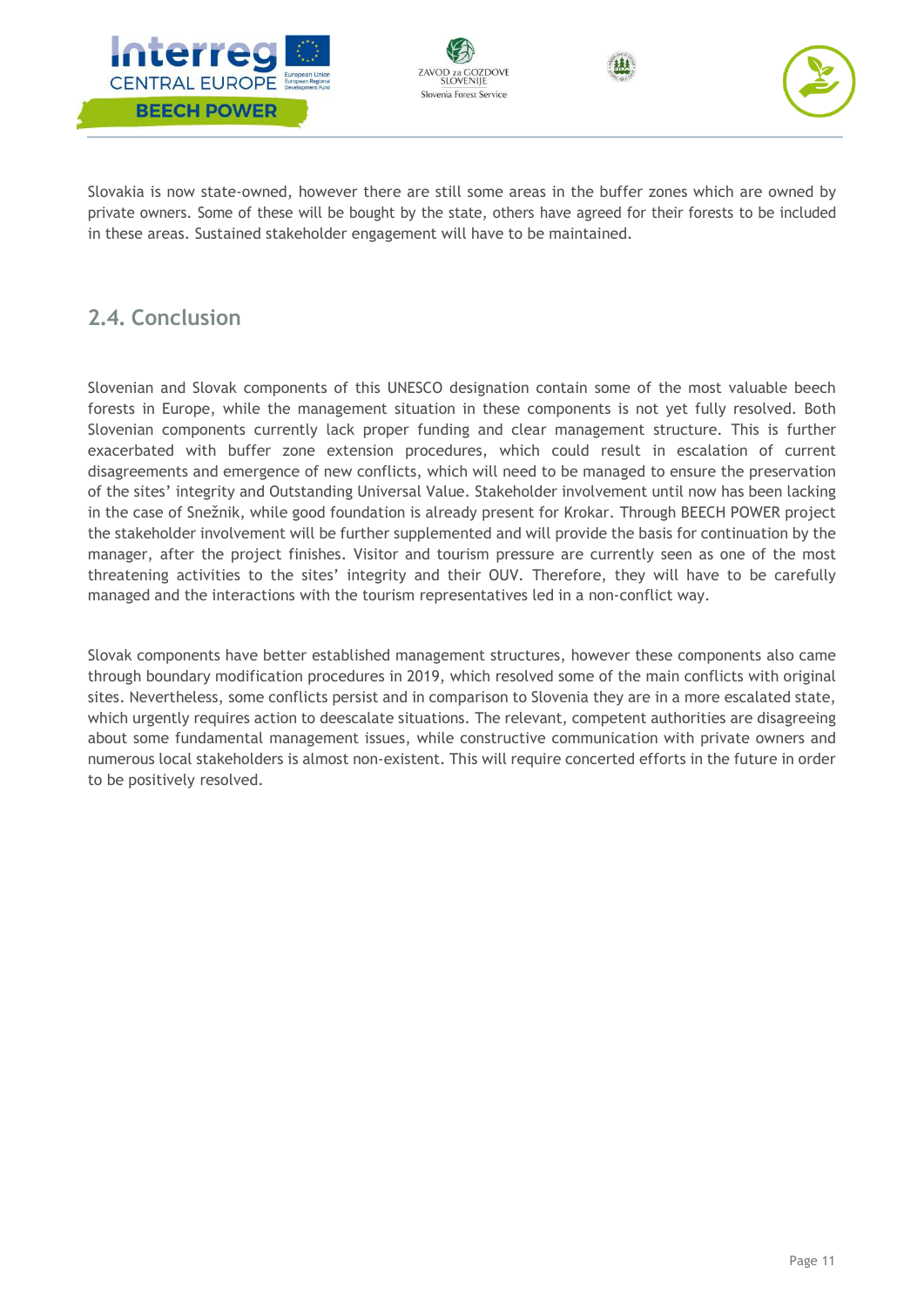Slovakia is now state-owned, however there are still some areas in the buffer zones which are owned by private owners. Some of these will be bought by the state, others have agreed for their forests to be included in these areas. Sustained stakeholder engagement will have to be maintained.

## 2.4. Conclusion

Slovenian and Slovak components of this UNESCO designation contain some of the most valuable beech forests in Europe, while the management situation in these components is not yet fully resolved. Both Slovenian components currently lack proper funding and clear management structure. This is further exacerbated with buffer zone extension procedures, which could result in escalation of current disagreements and emergence of new conflicts, which will need to be managed to ensure the preservation of the sites' integrity and Outstanding Universal Value. Stakeholder involvement until now has been lacking in the case of Snežnik, while good foundation is already present for Krokar. Through BEECH POWER project the stakeholder involvement will be further supplemented and will provide the basis for continuation by the manager, after the project finishes. Visitor and tourism pressure are currently seen as one of the most threatening activities to the sites' integrity and their OUV. Therefore, they will have to be carefully managed and the interactions with the tourism representatives led in a non-conflict way.

Slovak components have better established management structures, however these components also came through boundary modification procedures in 2019, which resolved some of the main conflicts with original sites. Nevertheless, some conflicts persist and in comparison to Slovenia they are in a more escalated state, which urgently requires action to deescalate situations. The relevant, competent authorities are disagreeing about some fundamental management issues, while constructive communication with private owners and numerous local stakeholders is almost non-existent. This will require concerted efforts in the future in order to be positively resolved.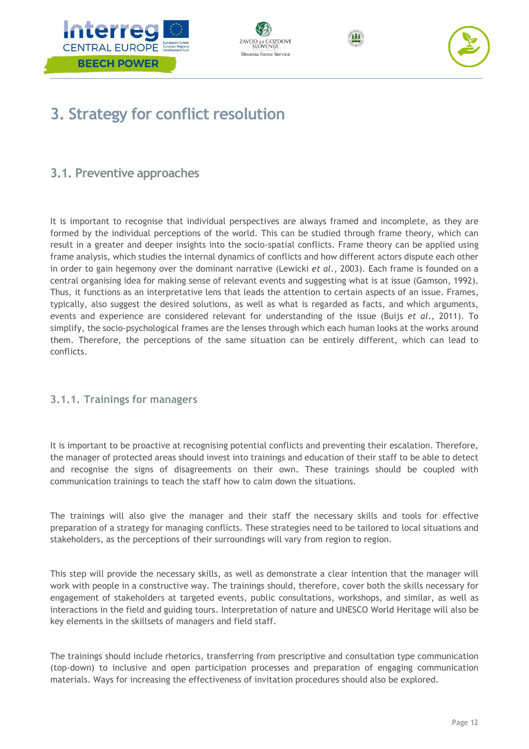# 3. Strategy for conflict resolution

## 3.1. Preventive approaches

It is important to recognise that individual perspectives are always framed and incomplete, as they are formed by the individual perceptions of the world. This can be studied through frame theory, which can result in a greater and deeper insights into the socio-spatial conflicts. Frame theory can be applied using frame analysis, which studies the internal dynamics of conflicts and how different actors dispute each other in order to gain hegemony over the dominant narrative (Lewicki *et al.*, 2003). Each frame is founded on a central organising idea for making sense of relevant events and suggesting what is at issue (Gamson, 1992). Thus, it functions as an interpretative lens that leads the attention to certain aspects of an issue. Frames, typically, also suggest the desired solutions, as well as what is regarded as facts, and which arguments, events and experience are considered relevant for understanding of the issue (Buijs *et al.*, 2011). To simplify, the socio-psychological frames are the lenses through which each human looks at the works around them. Therefore, the perceptions of the same situation can be entirely different, which can lead to conflicts.

### 3.1.1. Trainings for managers

It is important to be proactive at recognising potential conflicts and preventing their escalation. Therefore, the manager of protected areas should invest into trainings and education of their staff to be able to detect and recognise the signs of disagreements on their own. These trainings should be coupled with communication trainings to teach the staff how to calm down the situations.

The trainings will also give the manager and their staff the necessary skills and tools for effective preparation of a strategy for managing conflicts. These strategies need to be tailored to local situations and stakeholders, as the perceptions of their surroundings will vary from region to region.

This step will provide the necessary skills, as well as demonstrate a clear intention that the manager will work with people in a constructive way. The trainings should, therefore, cover both the skills necessary for engagement of stakeholders at targeted events, public consultations, workshops, and similar, as well as interactions in the field and guiding tours. Interpretation of nature and UNESCO World Heritage will also be key elements in the skillsets of managers and field staff.

The trainings should include rhetorics, transferring from prescriptive and consultation type communication (top-down) to inclusive and open participation processes and preparation of engaging communication materials. Ways for increasing the effectiveness of invitation procedures should also be explored.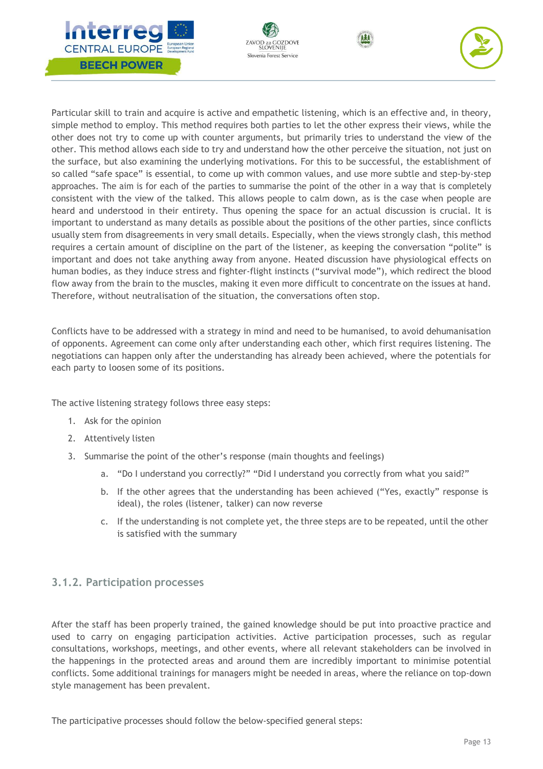Particular skill to train and acquire is active and empathetic listening, which is an effective and, in theory, simple method to employ. This method requires both parties to let the other express their views, while the other does not try to come up with counter arguments, but primarily tries to understand the view of the other. This method allows each side to try and understand how the other perceive the situation, not just on the surface, but also examining the underlying motivations. For this to be successful, the establishment of so called "safe space" is essential, to come up with common values, and use more subtle and step-by-step approaches. The aim is for each of the parties to summarise the point of the other in a way that is completely consistent with the view of the talked. This allows people to calm down, as is the case when people are heard and understood in their entirety. Thus opening the space for an actual discussion is crucial. It is important to understand as many details as possible about the positions of the other parties, since conflicts usually stem from disagreements in very small details. Especially, when the views strongly clash, this method requires a certain amount of discipline on the part of the listener, as keeping the conversation "polite" is important and does not take anything away from anyone. Heated discussion have physiological effects on human bodies, as they induce stress and fighter-flight instincts ("survival mode"), which redirect the blood flow away from the brain to the muscles, making it even more difficult to concentrate on the issues at hand. Therefore, without neutralisation of the situation, the conversations often stop.

Conflicts have to be addressed with a strategy in mind and need to be humanised, to avoid dehumanisation of opponents. Agreement can come only after understanding each other, which first requires listening. The negotiations can happen only after the understanding has already been achieved, where the potentials for each party to loosen some of its positions.

The active listening strategy follows three easy steps:

1. Ask for the opinion
2. Attentively listen
3. Summarise the point of the other's response (main thoughts and feelings)
    a. "Do I understand you correctly?" "Did I understand you correctly from what you said?"
    b. If the other agrees that the understanding has been achieved ("Yes, exactly" response is ideal), the roles (listener, talker) can now reverse
    c. If the understanding is not complete yet, the three steps are to be repeated, until the other is satisfied with the summary

### 3.1.2. Participation processes

After the staff has been properly trained, the gained knowledge should be put into proactive practice and used to carry on engaging participation activities. Active participation processes, such as regular consultations, workshops, meetings, and other events, where all relevant stakeholders can be involved in the happenings in the protected areas and around them are incredibly important to minimise potential conflicts. Some additional trainings for managers might be needed in areas, where the reliance on top-down style management has been prevalent.

The participative processes should follow the below-specified general steps: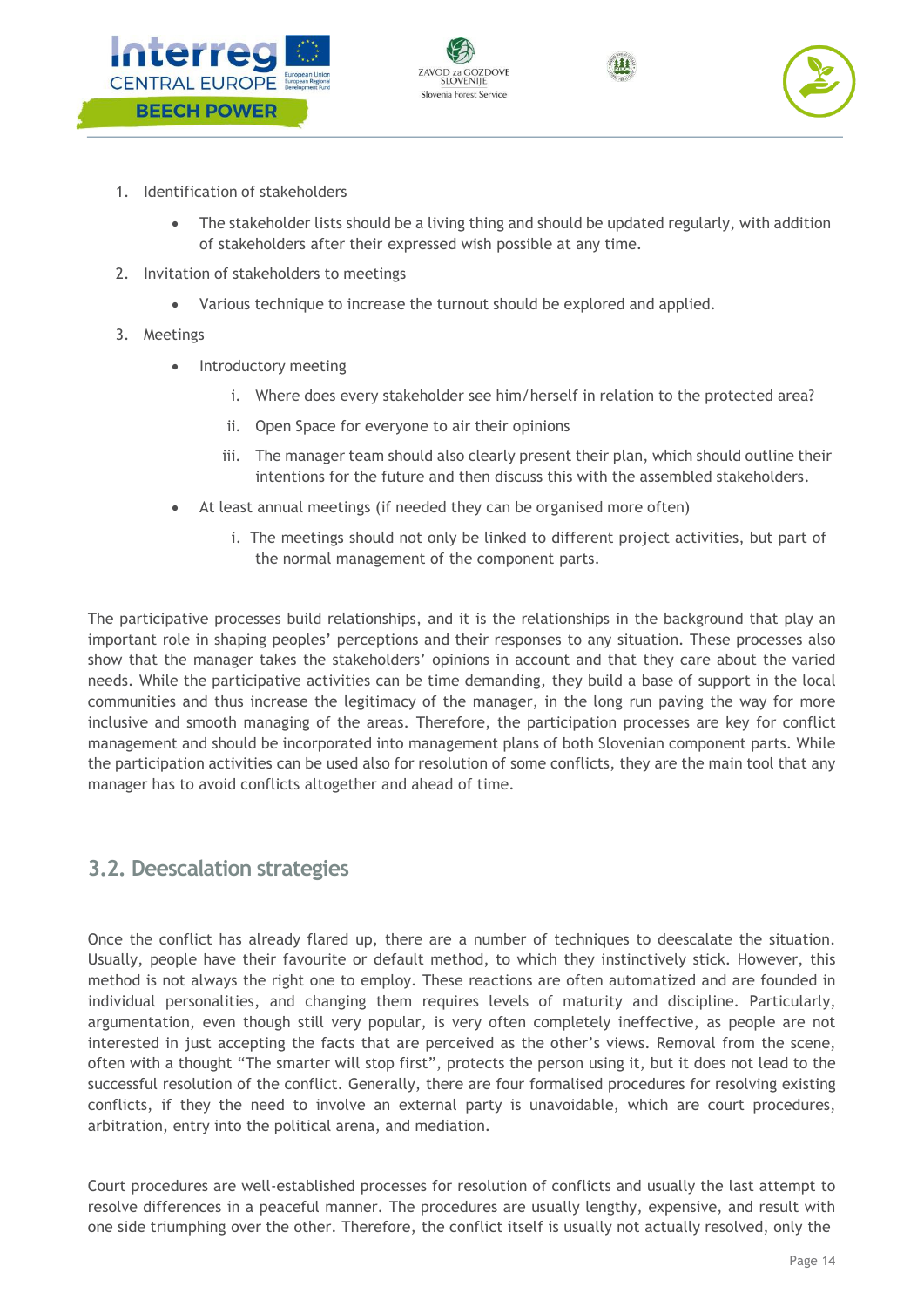1. Identification of stakeholders
   - The stakeholder lists should be a living thing and should be updated regularly, with addition of stakeholders after their expressed wish possible at any time.
2. Invitation of stakeholders to meetings
   - Various technique to increase the turnout should be explored and applied.
3. Meetings
   - Introductory meeting
     i. Where does every stakeholder see him/herself in relation to the protected area?
     ii. Open Space for everyone to air their opinions
     iii. The manager team should also clearly present their plan, which should outline their intentions for the future and then discuss this with the assembled stakeholders.
   - At least annual meetings (if needed they can be organised more often)
     i. The meetings should not only be linked to different project activities, but part of the normal management of the component parts.

The participative processes build relationships, and it is the relationships in the background that play an important role in shaping peoples' perceptions and their responses to any situation. These processes also show that the manager takes the stakeholders' opinions in account and that they care about the varied needs. While the participative activities can be time demanding, they build a base of support in the local communities and thus increase the legitimacy of the manager, in the long run paving the way for more inclusive and smooth managing of the areas. Therefore, the participation processes are key for conflict management and should be incorporated into management plans of both Slovenian component parts. While the participation activities can be used also for resolution of some conflicts, they are the main tool that any manager has to avoid conflicts altogether and ahead of time.

## 3.2. Deescalation strategies

Once the conflict has already flared up, there are a number of techniques to deescalate the situation. Usually, people have their favourite or default method, to which they instinctively stick. However, this method is not always the right one to employ. These reactions are often automatized and are founded in individual personalities, and changing them requires levels of maturity and discipline. Particularly, argumentation, even though still very popular, is very often completely ineffective, as people are not interested in just accepting the facts that are perceived as the other's views. Removal from the scene, often with a thought "The smarter will stop first", protects the person using it, but it does not lead to the successful resolution of the conflict. Generally, there are four formalised procedures for resolving existing conflicts, if they the need to involve an external party is unavoidable, which are court procedures, arbitration, entry into the political arena, and mediation.

Court procedures are well-established processes for resolution of conflicts and usually the last attempt to resolve differences in a peaceful manner. The procedures are usually lengthy, expensive, and result with one side triumphing over the other. Therefore, the conflict itself is usually not actually resolved, only the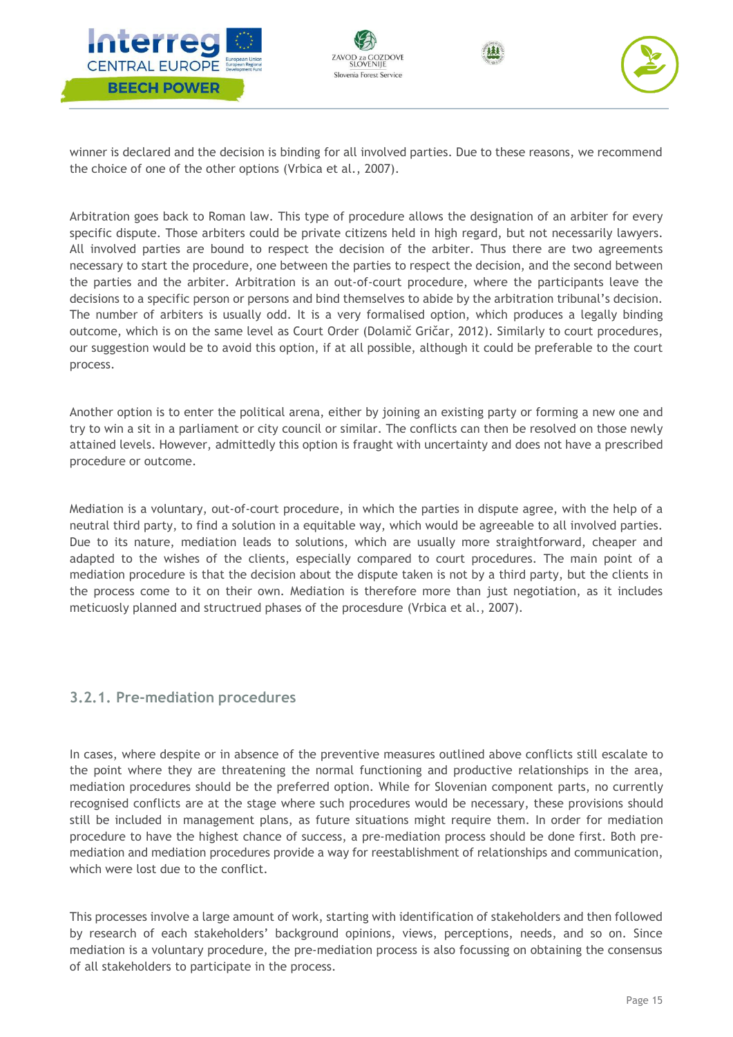winner is declared and the decision is binding for all involved parties. Due to these reasons, we recommend the choice of one of the other options (Vrbica et al., 2007).

Arbitration goes back to Roman law. This type of procedure allows the designation of an arbiter for every specific dispute. Those arbiters could be private citizens held in high regard, but not necessarily lawyers. All involved parties are bound to respect the decision of the arbiter. Thus there are two agreements necessary to start the procedure, one between the parties to respect the decision, and the second between the parties and the arbiter. Arbitration is an out-of-court procedure, where the participants leave the decisions to a specific person or persons and bind themselves to abide by the arbitration tribunal's decision. The number of arbiters is usually odd. It is a very formalised option, which produces a legally binding outcome, which is on the same level as Court Order (Dolamič Gričar, 2012). Similarly to court procedures, our suggestion would be to avoid this option, if at all possible, although it could be preferable to the court process.

Another option is to enter the political arena, either by joining an existing party or forming a new one and try to win a sit in a parliament or city council or similar. The conflicts can then be resolved on those newly attained levels. However, admittedly this option is fraught with uncertainty and does not have a prescribed procedure or outcome.

Mediation is a voluntary, out-of-court procedure, in which the parties in dispute agree, with the help of a neutral third party, to find a solution in a equitable way, which would be agreeable to all involved parties. Due to its nature, mediation leads to solutions, which are usually more straightforward, cheaper and adapted to the wishes of the clients, especially compared to court procedures. The main point of a mediation procedure is that the decision about the dispute taken is not by a third party, but the clients in the process come to it on their own. Mediation is therefore more than just negotiation, as it includes meticuosly planned and structrued phases of the procesdure (Vrbica et al., 2007).

### 3.2.1. Pre-mediation procedures

In cases, where despite or in absence of the preventive measures outlined above conflicts still escalate to the point where they are threatening the normal functioning and productive relationships in the area, mediation procedures should be the preferred option. While for Slovenian component parts, no currently recognised conflicts are at the stage where such procedures would be necessary, these provisions should still be included in management plans, as future situations might require them. In order for mediation procedure to have the highest chance of success, a pre-mediation process should be done first. Both pre-mediation and mediation procedures provide a way for reestablishment of relationships and communication, which were lost due to the conflict.

This processes involve a large amount of work, starting with identification of stakeholders and then followed by research of each stakeholders' background opinions, views, perceptions, needs, and so on. Since mediation is a voluntary procedure, the pre-mediation process is also focussing on obtaining the consensus of all stakeholders to participate in the process.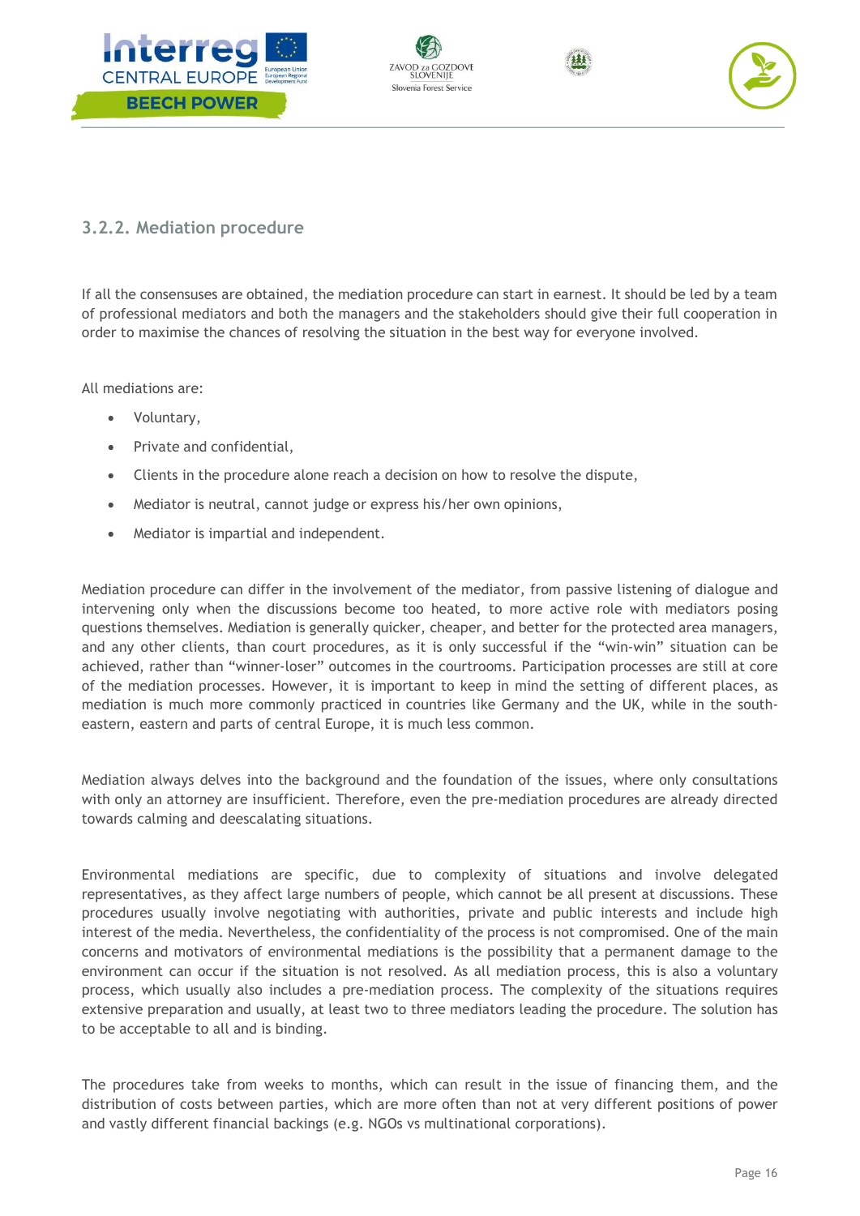### 3.2.2. Mediation procedure

If all the consensuses are obtained, the mediation procedure can start in earnest. It should be led by a team of professional mediators and both the managers and the stakeholders should give their full cooperation in order to maximise the chances of resolving the situation in the best way for everyone involved.

All mediations are:

- Voluntary,
- Private and confidential,
- Clients in the procedure alone reach a decision on how to resolve the dispute,
- Mediator is neutral, cannot judge or express his/her own opinions,
- Mediator is impartial and independent.

Mediation procedure can differ in the involvement of the mediator, from passive listening of dialogue and intervening only when the discussions become too heated, to more active role with mediators posing questions themselves. Mediation is generally quicker, cheaper, and better for the protected area managers, and any other clients, than court procedures, as it is only successful if the "win-win" situation can be achieved, rather than "winner-loser" outcomes in the courtrooms. Participation processes are still at core of the mediation processes. However, it is important to keep in mind the setting of different places, as mediation is much more commonly practiced in countries like Germany and the UK, while in the south-eastern, eastern and parts of central Europe, it is much less common.

Mediation always delves into the background and the foundation of the issues, where only consultations with only an attorney are insufficient. Therefore, even the pre-mediation procedures are already directed towards calming and deescalating situations.

Environmental mediations are specific, due to complexity of situations and involve delegated representatives, as they affect large numbers of people, which cannot be all present at discussions. These procedures usually involve negotiating with authorities, private and public interests and include high interest of the media. Nevertheless, the confidentiality of the process is not compromised. One of the main concerns and motivators of environmental mediations is the possibility that a permanent damage to the environment can occur if the situation is not resolved. As all mediation process, this is also a voluntary process, which usually also includes a pre-mediation process. The complexity of the situations requires extensive preparation and usually, at least two to three mediators leading the procedure. The solution has to be acceptable to all and is binding.

The procedures take from weeks to months, which can result in the issue of financing them, and the distribution of costs between parties, which are more often than not at very different positions of power and vastly different financial backings (e.g. NGOs vs multinational corporations).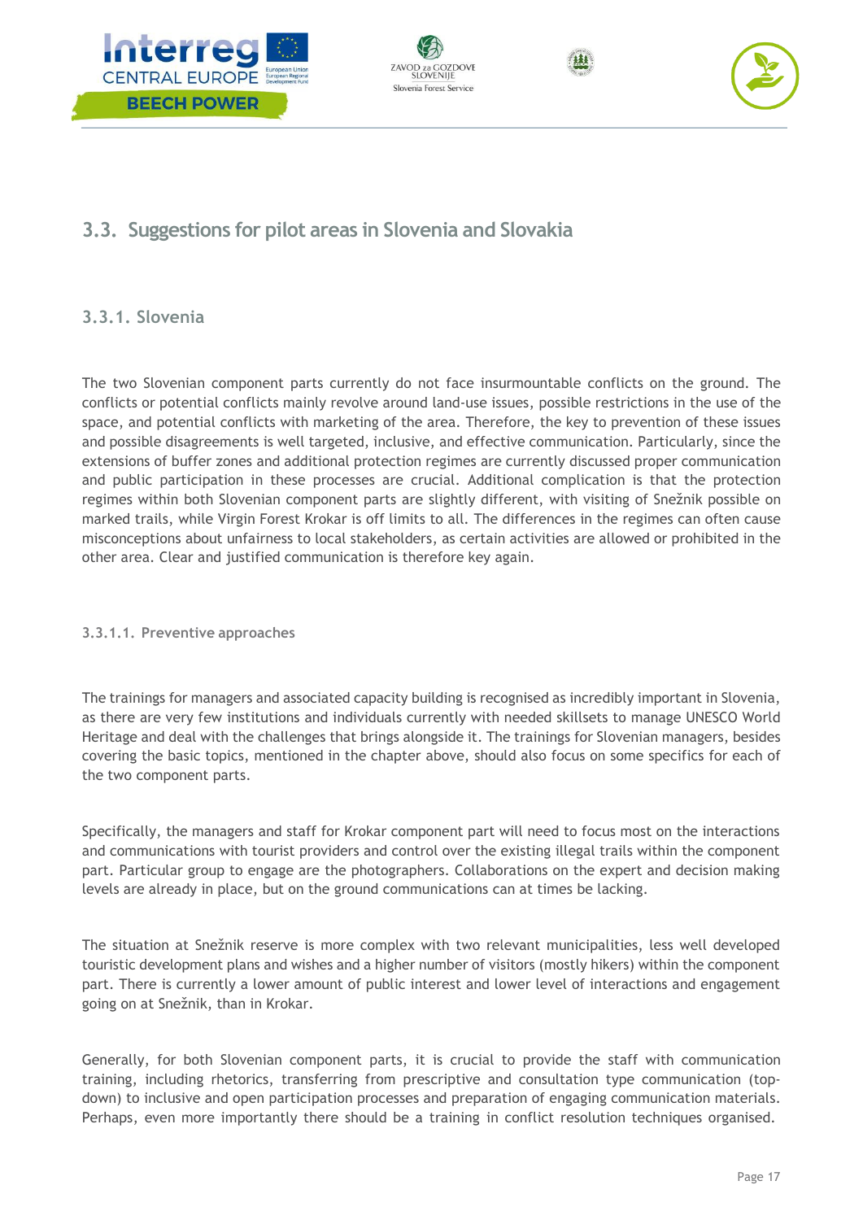## 3.3. Suggestions for pilot areas in Slovenia and Slovakia

### 3.3.1. Slovenia

The two Slovenian component parts currently do not face insurmountable conflicts on the ground. The conflicts or potential conflicts mainly revolve around land-use issues, possible restrictions in the use of the space, and potential conflicts with marketing of the area. Therefore, the key to prevention of these issues and possible disagreements is well targeted, inclusive, and effective communication. Particularly, since the extensions of buffer zones and additional protection regimes are currently discussed proper communication and public participation in these processes are crucial. Additional complication is that the protection regimes within both Slovenian component parts are slightly different, with visiting of Snežnik possible on marked trails, while Virgin Forest Krokar is off limits to all. The differences in the regimes can often cause misconceptions about unfairness to local stakeholders, as certain activities are allowed or prohibited in the other area. Clear and justified communication is therefore key again.

#### 3.3.1.1. Preventive approaches

The trainings for managers and associated capacity building is recognised as incredibly important in Slovenia, as there are very few institutions and individuals currently with needed skillsets to manage UNESCO World Heritage and deal with the challenges that brings alongside it. The trainings for Slovenian managers, besides covering the basic topics, mentioned in the chapter above, should also focus on some specifics for each of the two component parts.

Specifically, the managers and staff for Krokar component part will need to focus most on the interactions and communications with tourist providers and control over the existing illegal trails within the component part. Particular group to engage are the photographers. Collaborations on the expert and decision making levels are already in place, but on the ground communications can at times be lacking.

The situation at Snežnik reserve is more complex with two relevant municipalities, less well developed touristic development plans and wishes and a higher number of visitors (mostly hikers) within the component part. There is currently a lower amount of public interest and lower level of interactions and engagement going on at Snežnik, than in Krokar.

Generally, for both Slovenian component parts, it is crucial to provide the staff with communication training, including rhetorics, transferring from prescriptive and consultation type communication (top-down) to inclusive and open participation processes and preparation of engaging communication materials. Perhaps, even more importantly there should be a training in conflict resolution techniques organised.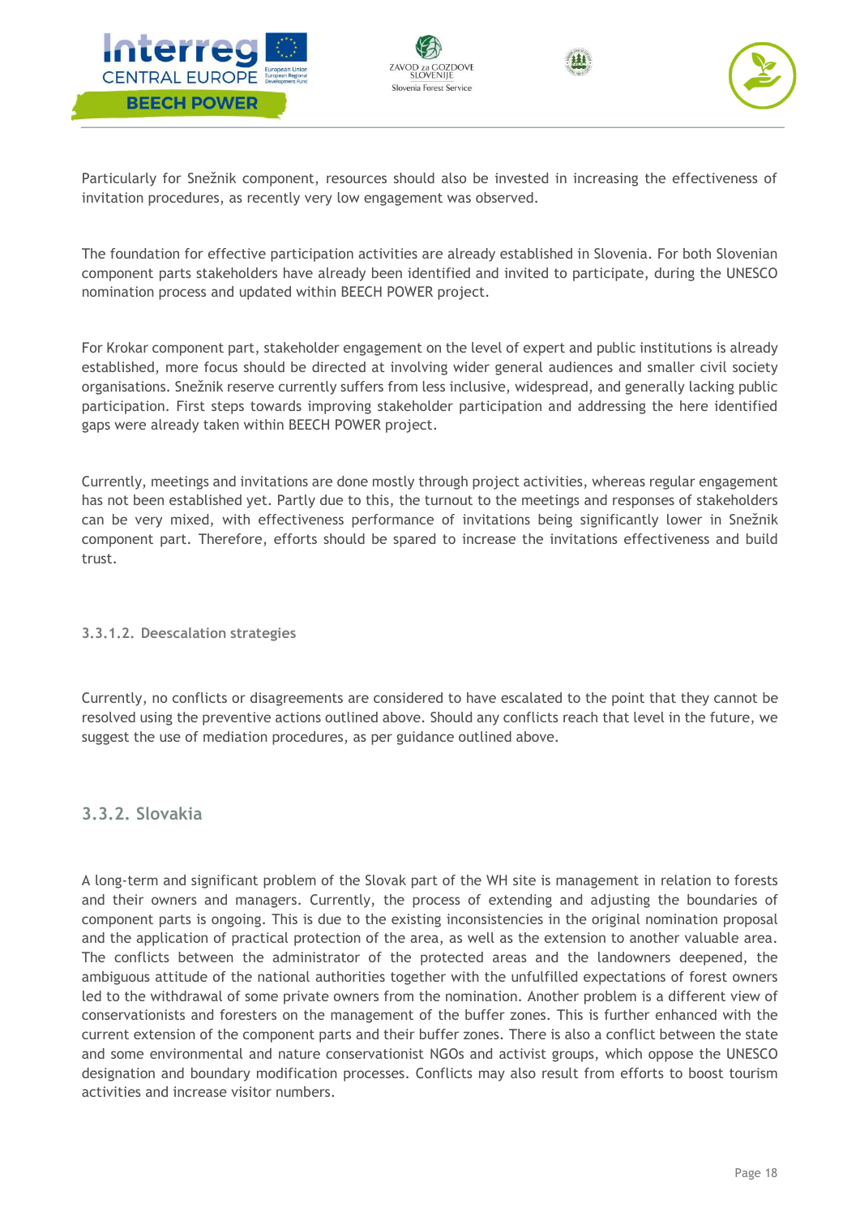Particularly for Snežnik component, resources should also be invested in increasing the effectiveness of invitation procedures, as recently very low engagement was observed.

The foundation for effective participation activities are already established in Slovenia. For both Slovenian component parts stakeholders have already been identified and invited to participate, during the UNESCO nomination process and updated within BEECH POWER project.

For Krokar component part, stakeholder engagement on the level of expert and public institutions is already established, more focus should be directed at involving wider general audiences and smaller civil society organisations. Snežnik reserve currently suffers from less inclusive, widespread, and generally lacking public participation. First steps towards improving stakeholder participation and addressing the here identified gaps were already taken within BEECH POWER project.

Currently, meetings and invitations are done mostly through project activities, whereas regular engagement has not been established yet. Partly due to this, the turnout to the meetings and responses of stakeholders can be very mixed, with effectiveness performance of invitations being significantly lower in Snežnik component part. Therefore, efforts should be spared to increase the invitations effectiveness and build trust.

#### 3.3.1.2. Deescalation strategies

Currently, no conflicts or disagreements are considered to have escalated to the point that they cannot be resolved using the preventive actions outlined above. Should any conflicts reach that level in the future, we suggest the use of mediation procedures, as per guidance outlined above.

### 3.3.2. Slovakia

A long-term and significant problem of the Slovak part of the WH site is management in relation to forests and their owners and managers. Currently, the process of extending and adjusting the boundaries of component parts is ongoing. This is due to the existing inconsistencies in the original nomination proposal and the application of practical protection of the area, as well as the extension to another valuable area. The conflicts between the administrator of the protected areas and the landowners deepened, the ambiguous attitude of the national authorities together with the unfulfilled expectations of forest owners led to the withdrawal of some private owners from the nomination. Another problem is a different view of conservationists and foresters on the management of the buffer zones. This is further enhanced with the current extension of the component parts and their buffer zones. There is also a conflict between the state and some environmental and nature conservationist NGOs and activist groups, which oppose the UNESCO designation and boundary modification processes. Conflicts may also result from efforts to boost tourism activities and increase visitor numbers.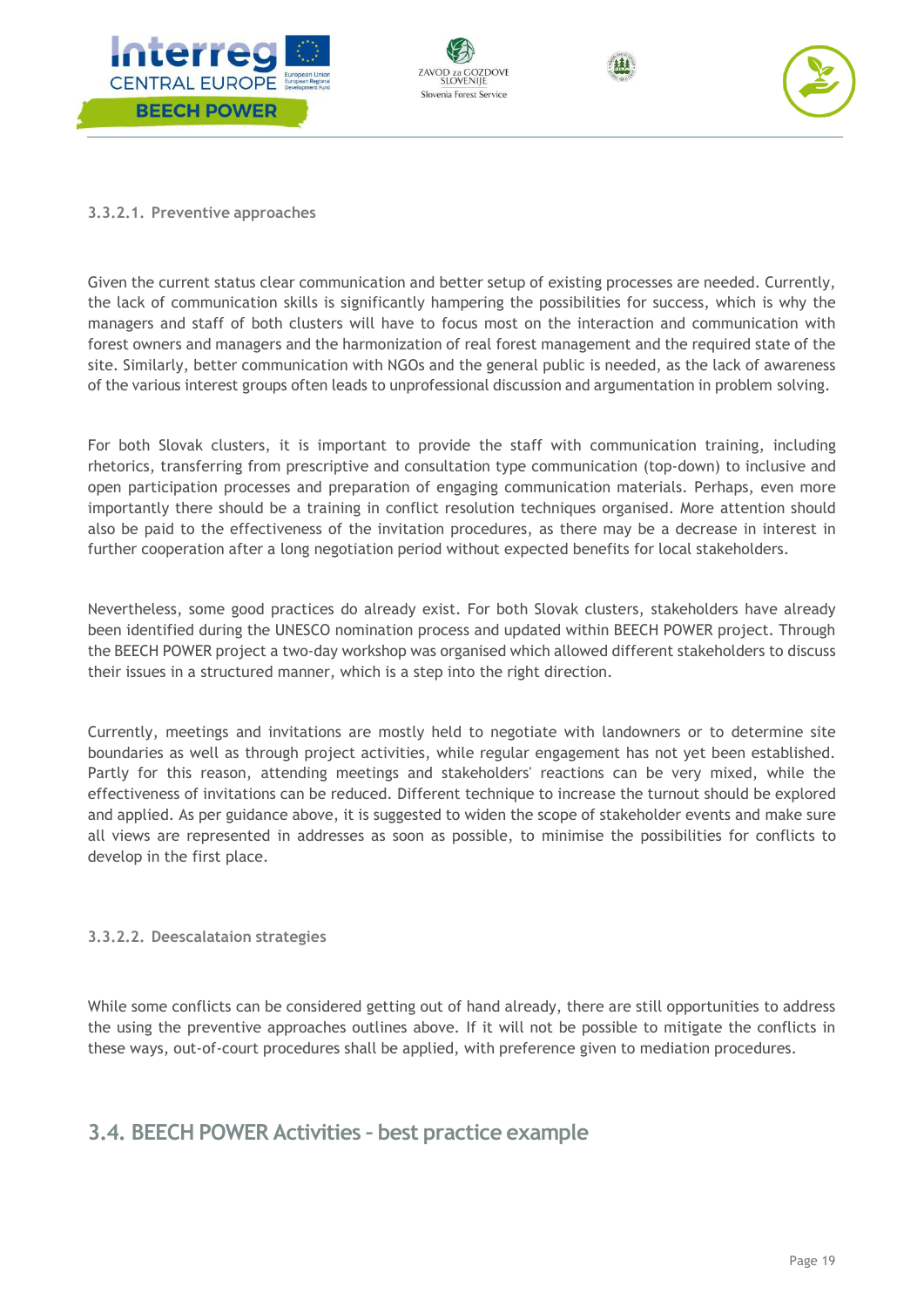#### 3.3.2.1. Preventive approaches

Given the current status clear communication and better setup of existing processes are needed. Currently, the lack of communication skills is significantly hampering the possibilities for success, which is why the managers and staff of both clusters will have to focus most on the interaction and communication with forest owners and managers and the harmonization of real forest management and the required state of the site. Similarly, better communication with NGOs and the general public is needed, as the lack of awareness of the various interest groups often leads to unprofessional discussion and argumentation in problem solving.

For both Slovak clusters, it is important to provide the staff with communication training, including rhetorics, transferring from prescriptive and consultation type communication (top-down) to inclusive and open participation processes and preparation of engaging communication materials. Perhaps, even more importantly there should be a training in conflict resolution techniques organised. More attention should also be paid to the effectiveness of the invitation procedures, as there may be a decrease in interest in further cooperation after a long negotiation period without expected benefits for local stakeholders.

Nevertheless, some good practices do already exist. For both Slovak clusters, stakeholders have already been identified during the UNESCO nomination process and updated within BEECH POWER project. Through the BEECH POWER project a two-day workshop was organised which allowed different stakeholders to discuss their issues in a structured manner, which is a step into the right direction.

Currently, meetings and invitations are mostly held to negotiate with landowners or to determine site boundaries as well as through project activities, while regular engagement has not yet been established. Partly for this reason, attending meetings and stakeholders' reactions can be very mixed, while the effectiveness of invitations can be reduced. Different technique to increase the turnout should be explored and applied. As per guidance above, it is suggested to widen the scope of stakeholder events and make sure all views are represented in addresses as soon as possible, to minimise the possibilities for conflicts to develop in the first place.

#### 3.3.2.2. Deescalataion strategies

While some conflicts can be considered getting out of hand already, there are still opportunities to address the using the preventive approaches outlines above. If it will not be possible to mitigate the conflicts in these ways, out-of-court procedures shall be applied, with preference given to mediation procedures.

## 3.4. BEECH POWER Activities – best practice example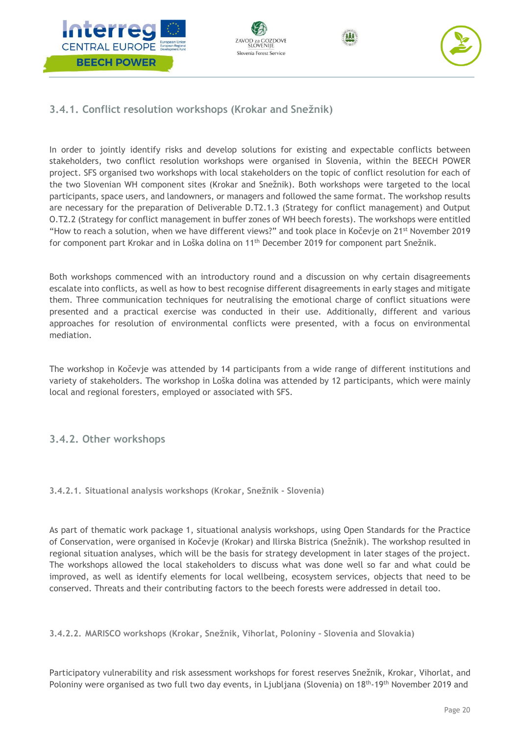### 3.4.1. Conflict resolution workshops (Krokar and Snežnik)

In order to jointly identify risks and develop solutions for existing and expectable conflicts between stakeholders, two conflict resolution workshops were organised in Slovenia, within the BEECH POWER project. SFS organised two workshops with local stakeholders on the topic of conflict resolution for each of the two Slovenian WH component sites (Krokar and Snežnik). Both workshops were targeted to the local participants, space users, and landowners, or managers and followed the same format. The workshop results are necessary for the preparation of Deliverable D.T2.1.3 (Strategy for conflict management) and Output O.T2.2 (Strategy for conflict management in buffer zones of WH beech forests). The workshops were entitled "How to reach a solution, when we have different views?" and took place in Kočevje on 21st November 2019 for component part Krokar and in Loška dolina on 11th December 2019 for component part Snežnik.

Both workshops commenced with an introductory round and a discussion on why certain disagreements escalate into conflicts, as well as how to best recognise different disagreements in early stages and mitigate them. Three communication techniques for neutralising the emotional charge of conflict situations were presented and a practical exercise was conducted in their use. Additionally, different and various approaches for resolution of environmental conflicts were presented, with a focus on environmental mediation.

The workshop in Kočevje was attended by 14 participants from a wide range of different institutions and variety of stakeholders. The workshop in Loška dolina was attended by 12 participants, which were mainly local and regional foresters, employed or associated with SFS.

### 3.4.2. Other workshops

#### 3.4.2.1. Situational analysis workshops (Krokar, Snežnik - Slovenia)

As part of thematic work package 1, situational analysis workshops, using Open Standards for the Practice of Conservation, were organised in Kočevje (Krokar) and Ilirska Bistrica (Snežnik). The workshop resulted in regional situation analyses, which will be the basis for strategy development in later stages of the project. The workshops allowed the local stakeholders to discuss what was done well so far and what could be improved, as well as identify elements for local wellbeing, ecosystem services, objects that need to be conserved. Threats and their contributing factors to the beech forests were addressed in detail too.

#### 3.4.2.2. MARISCO workshops (Krokar, Snežnik, Vihorlat, Poloniny – Slovenia and Slovakia)

Participatory vulnerability and risk assessment workshops for forest reserves Snežnik, Krokar, Vihorlat, and Poloniny were organised as two full two day events, in Ljubljana (Slovenia) on 18th-19th November 2019 and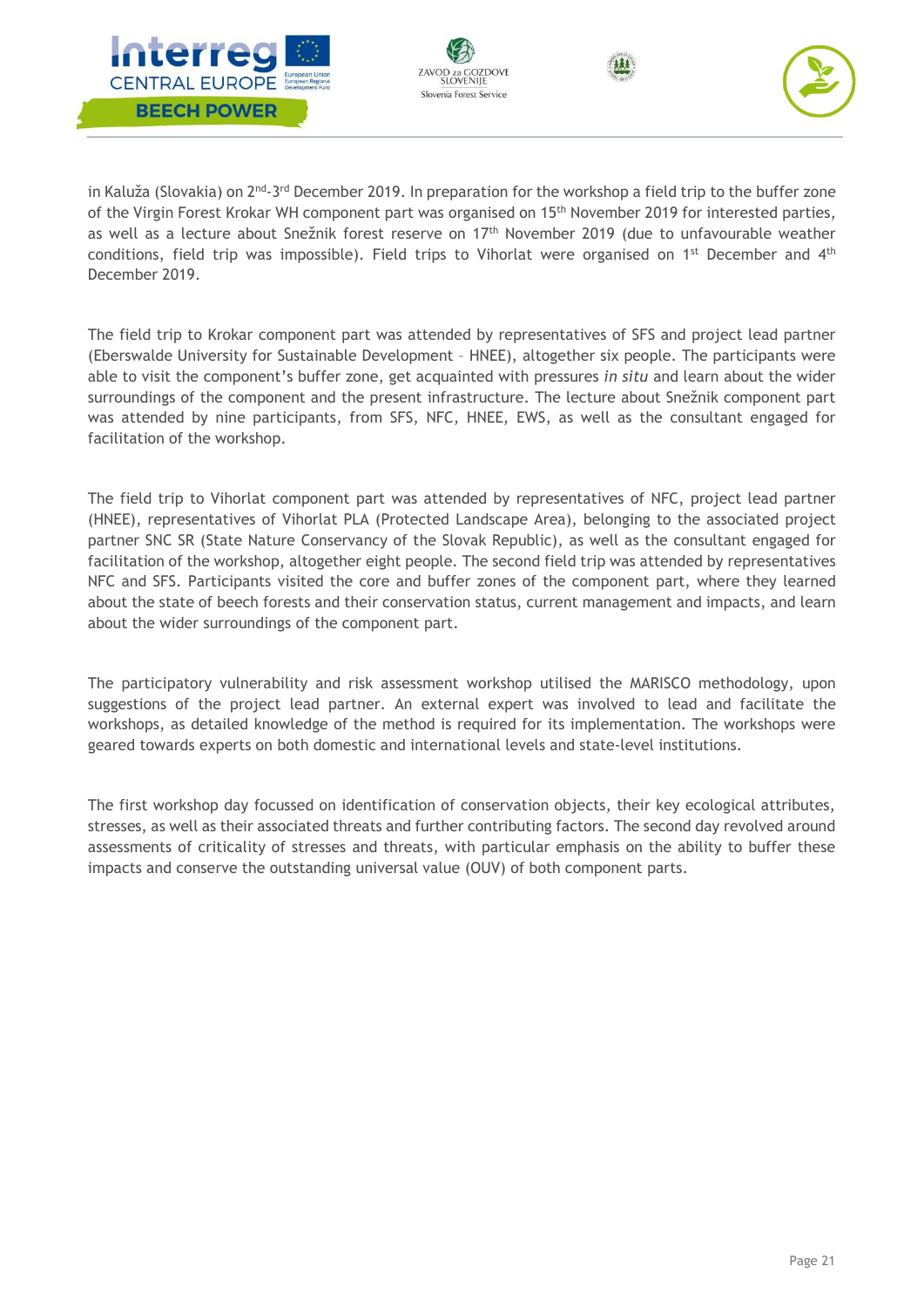in Kaluža (Slovakia) on 2nd-3rd December 2019. In preparation for the workshop a field trip to the buffer zone of the Virgin Forest Krokar WH component part was organised on 15th November 2019 for interested parties, as well as a lecture about Snežnik forest reserve on 17th November 2019 (due to unfavourable weather conditions, field trip was impossible). Field trips to Vihorlat were organised on 1st December and 4th December 2019.

The field trip to Krokar component part was attended by representatives of SFS and project lead partner (Eberswalde University for Sustainable Development – HNEE), altogether six people. The participants were able to visit the component's buffer zone, get acquainted with pressures *in situ* and learn about the wider surroundings of the component and the present infrastructure. The lecture about Snežnik component part was attended by nine participants, from SFS, NFC, HNEE, EWS, as well as the consultant engaged for facilitation of the workshop.

The field trip to Vihorlat component part was attended by representatives of NFC, project lead partner (HNEE), representatives of Vihorlat PLA (Protected Landscape Area), belonging to the associated project partner SNC SR (State Nature Conservancy of the Slovak Republic), as well as the consultant engaged for facilitation of the workshop, altogether eight people. The second field trip was attended by representatives NFC and SFS. Participants visited the core and buffer zones of the component part, where they learned about the state of beech forests and their conservation status, current management and impacts, and learn about the wider surroundings of the component part.

The participatory vulnerability and risk assessment workshop utilised the MARISCO methodology, upon suggestions of the project lead partner. An external expert was involved to lead and facilitate the workshops, as detailed knowledge of the method is required for its implementation. The workshops were geared towards experts on both domestic and international levels and state-level institutions.

The first workshop day focussed on identification of conservation objects, their key ecological attributes, stresses, as well as their associated threats and further contributing factors. The second day revolved around assessments of criticality of stresses and threats, with particular emphasis on the ability to buffer these impacts and conserve the outstanding universal value (OUV) of both component parts.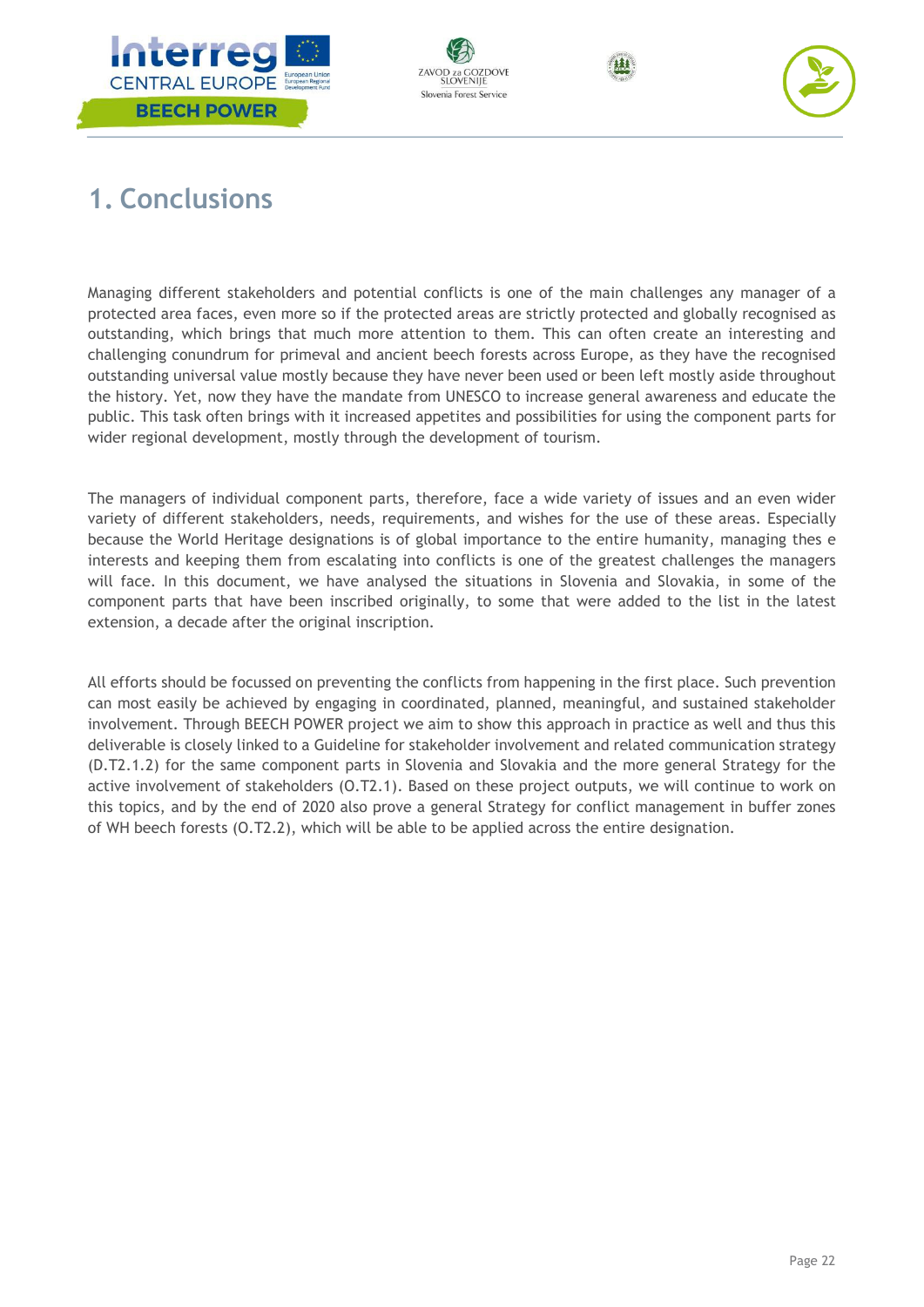# 1. Conclusions

Managing different stakeholders and potential conflicts is one of the main challenges any manager of a protected area faces, even more so if the protected areas are strictly protected and globally recognised as outstanding, which brings that much more attention to them. This can often create an interesting and challenging conundrum for primeval and ancient beech forests across Europe, as they have the recognised outstanding universal value mostly because they have never been used or been left mostly aside throughout the history. Yet, now they have the mandate from UNESCO to increase general awareness and educate the public. This task often brings with it increased appetites and possibilities for using the component parts for wider regional development, mostly through the development of tourism.

The managers of individual component parts, therefore, face a wide variety of issues and an even wider variety of different stakeholders, needs, requirements, and wishes for the use of these areas. Especially because the World Heritage designations is of global importance to the entire humanity, managing thes e interests and keeping them from escalating into conflicts is one of the greatest challenges the managers will face. In this document, we have analysed the situations in Slovenia and Slovakia, in some of the component parts that have been inscribed originally, to some that were added to the list in the latest extension, a decade after the original inscription.

All efforts should be focussed on preventing the conflicts from happening in the first place. Such prevention can most easily be achieved by engaging in coordinated, planned, meaningful, and sustained stakeholder involvement. Through BEECH POWER project we aim to show this approach in practice as well and thus this deliverable is closely linked to a Guideline for stakeholder involvement and related communication strategy (D.T2.1.2) for the same component parts in Slovenia and Slovakia and the more general Strategy for the active involvement of stakeholders (O.T2.1). Based on these project outputs, we will continue to work on this topics, and by the end of 2020 also prove a general Strategy for conflict management in buffer zones of WH beech forests (O.T2.2), which will be able to be applied across the entire designation.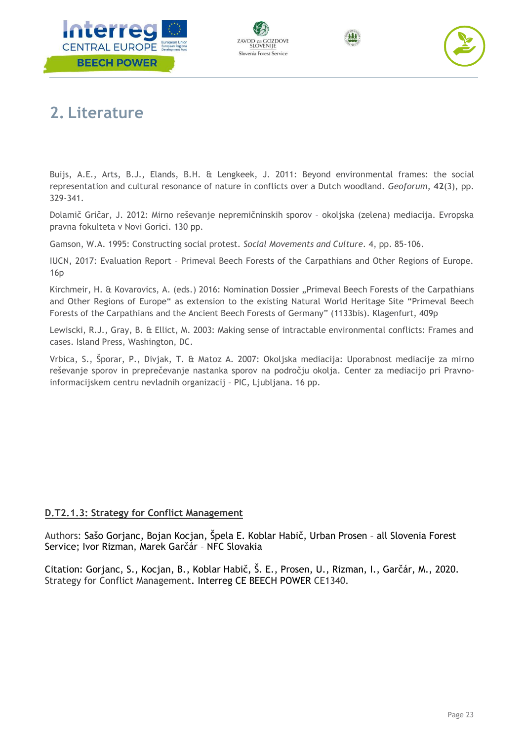## 2. Literature

Buijs, A.E., Arts, B.J., Elands, B.H. & Lengkeek, J. 2011: Beyond environmental frames: the social representation and cultural resonance of nature in conflicts over a Dutch woodland. *Geoforum*, **42**(3), pp. 329-341.

Dolamič Gričar, J. 2012: Mirno reševanje nepremičninskih sporov – okoljska (zelena) mediacija. Evropska pravna fokulteta v Novi Gorici. 130 pp.

Gamson, W.A. 1995: Constructing social protest. *Social Movements and Culture*. 4, pp. 85-106.

IUCN, 2017: Evaluation Report – Primeval Beech Forests of the Carpathians and Other Regions of Europe. 16p

Kirchmeir, H. & Kovarovics, A. (eds.) 2016: Nomination Dossier „Primeval Beech Forests of the Carpathians and Other Regions of Europe" as extension to the existing Natural World Heritage Site "Primeval Beech Forests of the Carpathians and the Ancient Beech Forests of Germany" (1133bis). Klagenfurt, 409p

Lewiscki, R.J., Gray, B. & Ellict, M. 2003: Making sense of intractable environmental conflicts: Frames and cases. Island Press, Washington, DC.

Vrbica, S., Šporar, P., Divjak, T. & Matoz A. 2007: Okoljska mediacija: Uporabnost mediacije za mirno reševanje sporov in preprečevanje nastanka sporov na področju okolja. Center za mediacijo pri Pravno-informacijskem centru nevladnih organizacij – PIC, Ljubljana. 16 pp.

**D.T2.1.3: Strategy for Conflict Management**

Authors: Sašo Gorjanc, Bojan Kocjan, Špela E. Koblar Habič, Urban Prosen – all Slovenia Forest Service; Ivor Rizman, Marek Garčár – NFC Slovakia

Citation: Gorjanc, S., Kocjan, B., Koblar Habič, Š. E., Prosen, U., Rizman, I., Garčár, M., 2020. Strategy for Conflict Management. Interreg CE BEECH POWER CE1340.